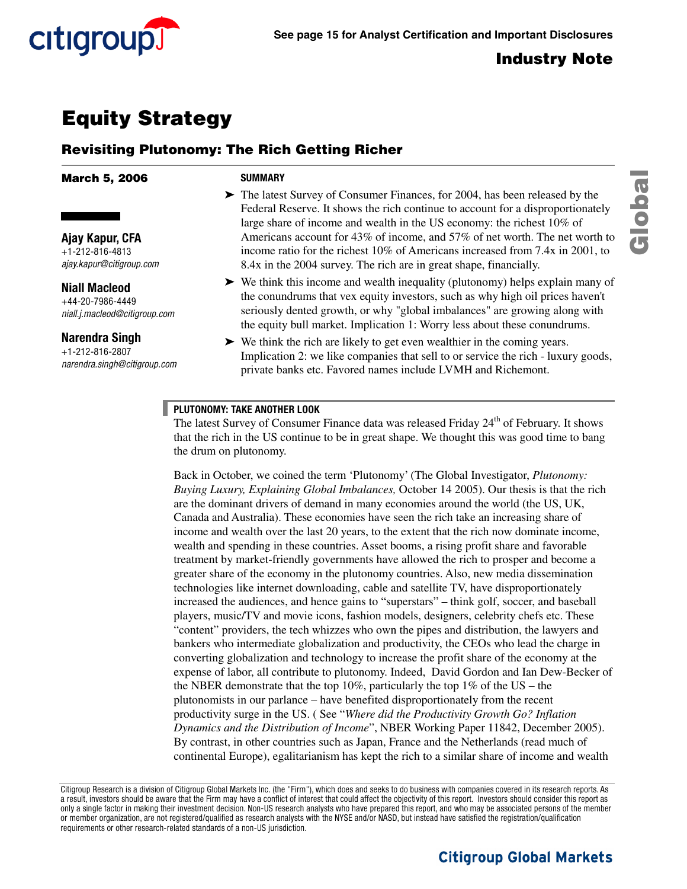See page 15 for Analyst Certification and Important Disclosures

**Industry Note**

# Equity Strategy

## Revisiting Plutonomy: The Rich Getting Richer

**March 5, 2006**

**Ajay Kapur, CFA**
+1-212-816-4813
*ajay.kapur@citigroup.com*

**Niall Macleod**
+44-20-7986-4449
*niall.j.macleod@citigroup.com*

**Narendra Singh**
+1-212-816-2807
*narendra.singh@citigroup.com*

**SUMMARY**

- The latest Survey of Consumer Finances, for 2004, has been released by the Federal Reserve. It shows the rich continue to account for a disproportionately large share of income and wealth in the US economy: the richest 10% of Americans account for 43% of income, and 57% of net worth. The net worth to income ratio for the richest 10% of Americans increased from 7.4x in 2001, to 8.4x in the 2004 survey. The rich are in great shape, financially.
- We think this income and wealth inequality (plutonomy) helps explain many of the conundrums that vex equity investors, such as why high oil prices haven't seriously dented growth, or why "global imbalances" are growing along with the equity bull market. Implication 1: Worry less about these conundrums.
- We think the rich are likely to get even wealthier in the coming years. Implication 2: we like companies that sell to or service the rich - luxury goods, private banks etc. Favored names include LVMH and Richemont.

**PLUTONOMY: TAKE ANOTHER LOOK**

The latest Survey of Consumer Finance data was released Friday 24th of February. It shows that the rich in the US continue to be in great shape. We thought this was good time to bang the drum on plutonomy.

Back in October, we coined the term 'Plutonomy' (The Global Investigator, *Plutonomy: Buying Luxury, Explaining Global Imbalances,* October 14 2005). Our thesis is that the rich are the dominant drivers of demand in many economies around the world (the US, UK, Canada and Australia). These economies have seen the rich take an increasing share of income and wealth over the last 20 years, to the extent that the rich now dominate income, wealth and spending in these countries. Asset booms, a rising profit share and favorable treatment by market-friendly governments have allowed the rich to prosper and become a greater share of the economy in the plutonomy countries. Also, new media dissemination technologies like internet downloading, cable and satellite TV, have disproportionately increased the audiences, and hence gains to "superstars" – think golf, soccer, and baseball players, music/TV and movie icons, fashion models, designers, celebrity chefs etc. These "content" providers, the tech whizzes who own the pipes and distribution, the lawyers and bankers who intermediate globalization and productivity, the CEOs who lead the charge in converting globalization and technology to increase the profit share of the economy at the expense of labor, all contribute to plutonomy. Indeed, David Gordon and Ian Dew-Becker of the NBER demonstrate that the top 10%, particularly the top 1% of the US – the plutonomists in our parlance – have benefited disproportionately from the recent productivity surge in the US. ( See "*Where did the Productivity Growth Go? Inflation Dynamics and the Distribution of Income*", NBER Working Paper 11842, December 2005). By contrast, in other countries such as Japan, France and the Netherlands (read much of continental Europe), egalitarianism has kept the rich to a similar share of income and wealth

Citigroup Research is a division of Citigroup Global Markets Inc. (the "Firm"), which does and seeks to do business with companies covered in its research reports. As a result, investors should be aware that the Firm may have a conflict of interest that could affect the objectivity of this report. Investors should consider this report as only a single factor in making their investment decision. Non-US research analysts who have prepared this report, and who may be associated persons of the member or member organization, are not registered/qualified as research analysts with the NYSE and/or NASD, but instead have satisfied the registration/qualification requirements or other research-related standards of a non-US jurisdiction.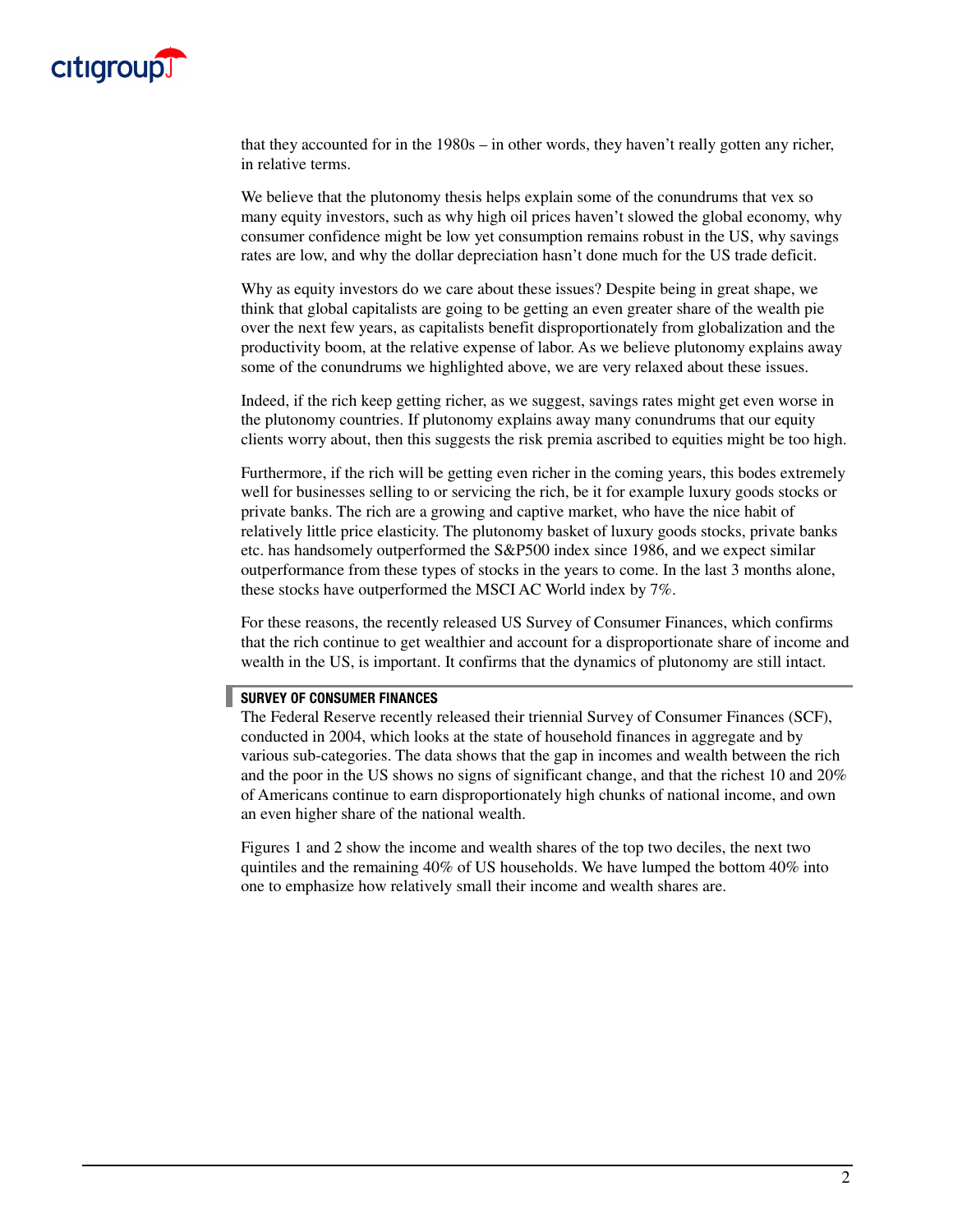that they accounted for in the 1980s – in other words, they haven't really gotten any richer, in relative terms.

We believe that the plutonomy thesis helps explain some of the conundrums that vex so many equity investors, such as why high oil prices haven't slowed the global economy, why consumer confidence might be low yet consumption remains robust in the US, why savings rates are low, and why the dollar depreciation hasn't done much for the US trade deficit.

Why as equity investors do we care about these issues? Despite being in great shape, we think that global capitalists are going to be getting an even greater share of the wealth pie over the next few years, as capitalists benefit disproportionately from globalization and the productivity boom, at the relative expense of labor. As we believe plutonomy explains away some of the conundrums we highlighted above, we are very relaxed about these issues.

Indeed, if the rich keep getting richer, as we suggest, savings rates might get even worse in the plutonomy countries. If plutonomy explains away many conundrums that our equity clients worry about, then this suggests the risk premia ascribed to equities might be too high.

Furthermore, if the rich will be getting even richer in the coming years, this bodes extremely well for businesses selling to or servicing the rich, be it for example luxury goods stocks or private banks. The rich are a growing and captive market, who have the nice habit of relatively little price elasticity. The plutonomy basket of luxury goods stocks, private banks etc. has handsomely outperformed the S&P500 index since 1986, and we expect similar outperformance from these types of stocks in the years to come. In the last 3 months alone, these stocks have outperformed the MSCI AC World index by 7%.

For these reasons, the recently released US Survey of Consumer Finances, which confirms that the rich continue to get wealthier and account for a disproportionate share of income and wealth in the US, is important. It confirms that the dynamics of plutonomy are still intact.

## SURVEY OF CONSUMER FINANCES

The Federal Reserve recently released their triennial Survey of Consumer Finances (SCF), conducted in 2004, which looks at the state of household finances in aggregate and by various sub-categories. The data shows that the gap in incomes and wealth between the rich and the poor in the US shows no signs of significant change, and that the richest 10 and 20% of Americans continue to earn disproportionately high chunks of national income, and own an even higher share of the national wealth.

Figures 1 and 2 show the income and wealth shares of the top two deciles, the next two quintiles and the remaining 40% of US households. We have lumped the bottom 40% into one to emphasize how relatively small their income and wealth shares are.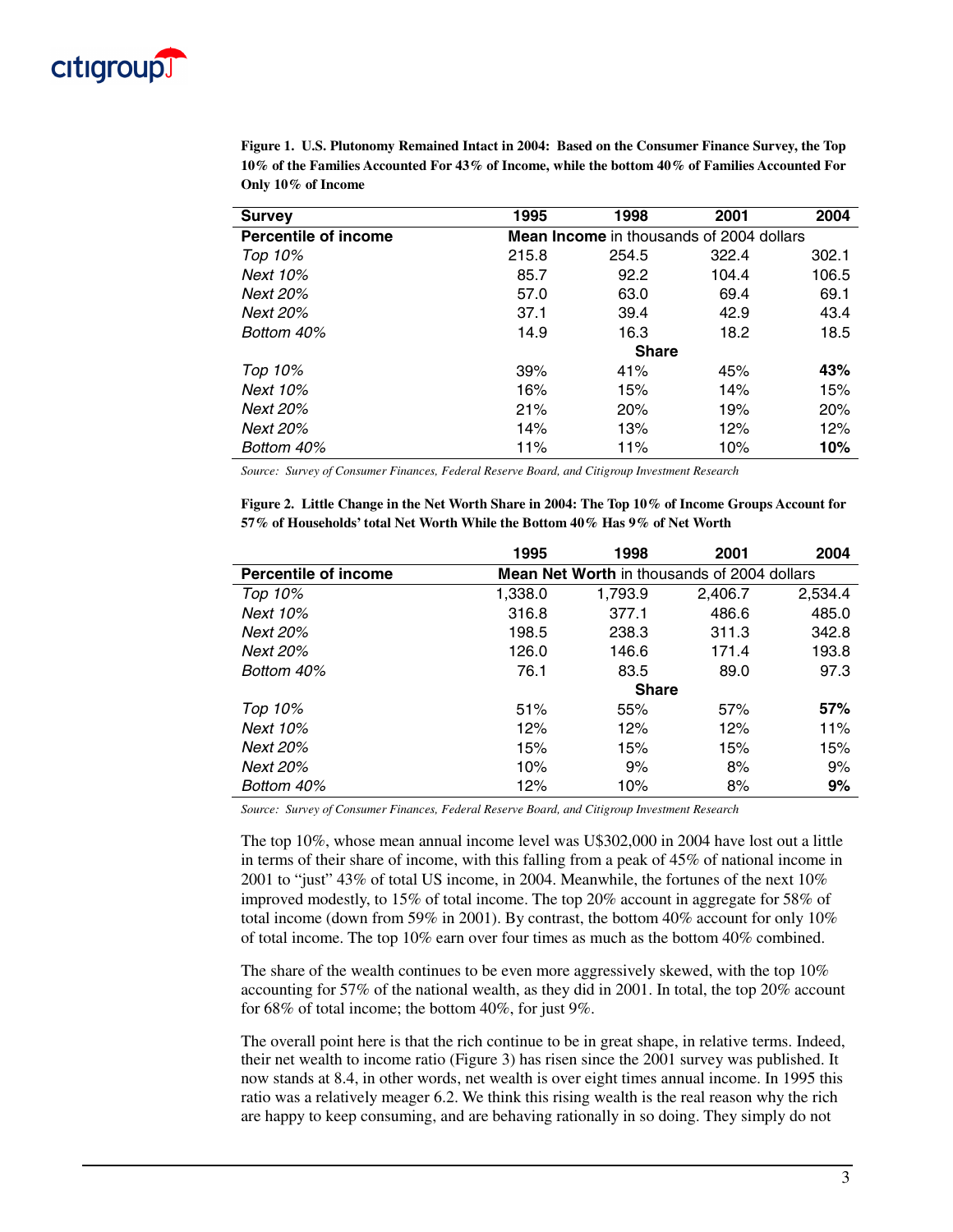**Figure 1. U.S. Plutonomy Remained Intact in 2004: Based on the Consumer Finance Survey, the Top 10% of the Families Accounted For 43% of Income, while the bottom 40% of Families Accounted For Only 10% of Income**

| **Survey** | **1995** | **1998** | **2001** | **2004** |
|---|---|---|---|---|
| **Percentile of income** | **Mean Income** in thousands of 2004 dollars | | | |
| *Top 10%* | 215.8 | 254.5 | 322.4 | 302.1 |
| *Next 10%* | 85.7 | 92.2 | 104.4 | 106.5 |
| *Next 20%* | 57.0 | 63.0 | 69.4 | 69.1 |
| *Next 20%* | 37.1 | 39.4 | 42.9 | 43.4 |
| *Bottom 40%* | 14.9 | 16.3 | 18.2 | 18.5 |
| | | **Share** | | |
| *Top 10%* | 39% | 41% | 45% | **43%** |
| *Next 10%* | 16% | 15% | 14% | 15% |
| *Next 20%* | 21% | 20% | 19% | 20% |
| *Next 20%* | 14% | 13% | 12% | 12% |
| *Bottom 40%* | 11% | 11% | 10% | **10%** |

*Source: Survey of Consumer Finances, Federal Reserve Board, and Citigroup Investment Research*

**Figure 2. Little Change in the Net Worth Share in 2004: The Top 10% of Income Groups Account for 57% of Households' total Net Worth While the Bottom 40% Has 9% of Net Worth**

| | **1995** | **1998** | **2001** | **2004** |
|---|---|---|---|---|
| **Percentile of income** | **Mean Net Worth** in thousands of 2004 dollars | | | |
| *Top 10%* | 1,338.0 | 1,793.9 | 2,406.7 | 2,534.4 |
| *Next 10%* | 316.8 | 377.1 | 486.6 | 485.0 |
| *Next 20%* | 198.5 | 238.3 | 311.3 | 342.8 |
| *Next 20%* | 126.0 | 146.6 | 171.4 | 193.8 |
| *Bottom 40%* | 76.1 | 83.5 | 89.0 | 97.3 |
| | | **Share** | | |
| *Top 10%* | 51% | 55% | 57% | **57%** |
| *Next 10%* | 12% | 12% | 12% | 11% |
| *Next 20%* | 15% | 15% | 15% | 15% |
| *Next 20%* | 10% | 9% | 8% | 9% |
| *Bottom 40%* | 12% | 10% | 8% | **9%** |

*Source: Survey of Consumer Finances, Federal Reserve Board, and Citigroup Investment Research*

The top 10%, whose mean annual income level was U$302,000 in 2004 have lost out a little in terms of their share of income, with this falling from a peak of 45% of national income in 2001 to "just" 43% of total US income, in 2004. Meanwhile, the fortunes of the next 10% improved modestly, to 15% of total income. The top 20% account in aggregate for 58% of total income (down from 59% in 2001). By contrast, the bottom 40% account for only 10% of total income. The top 10% earn over four times as much as the bottom 40% combined.

The share of the wealth continues to be even more aggressively skewed, with the top 10% accounting for 57% of the national wealth, as they did in 2001. In total, the top 20% account for 68% of total income; the bottom 40%, for just 9%.

The overall point here is that the rich continue to be in great shape, in relative terms. Indeed, their net wealth to income ratio (Figure 3) has risen since the 2001 survey was published. It now stands at 8.4, in other words, net wealth is over eight times annual income. In 1995 this ratio was a relatively meager 6.2. We think this rising wealth is the real reason why the rich are happy to keep consuming, and are behaving rationally in so doing. They simply do not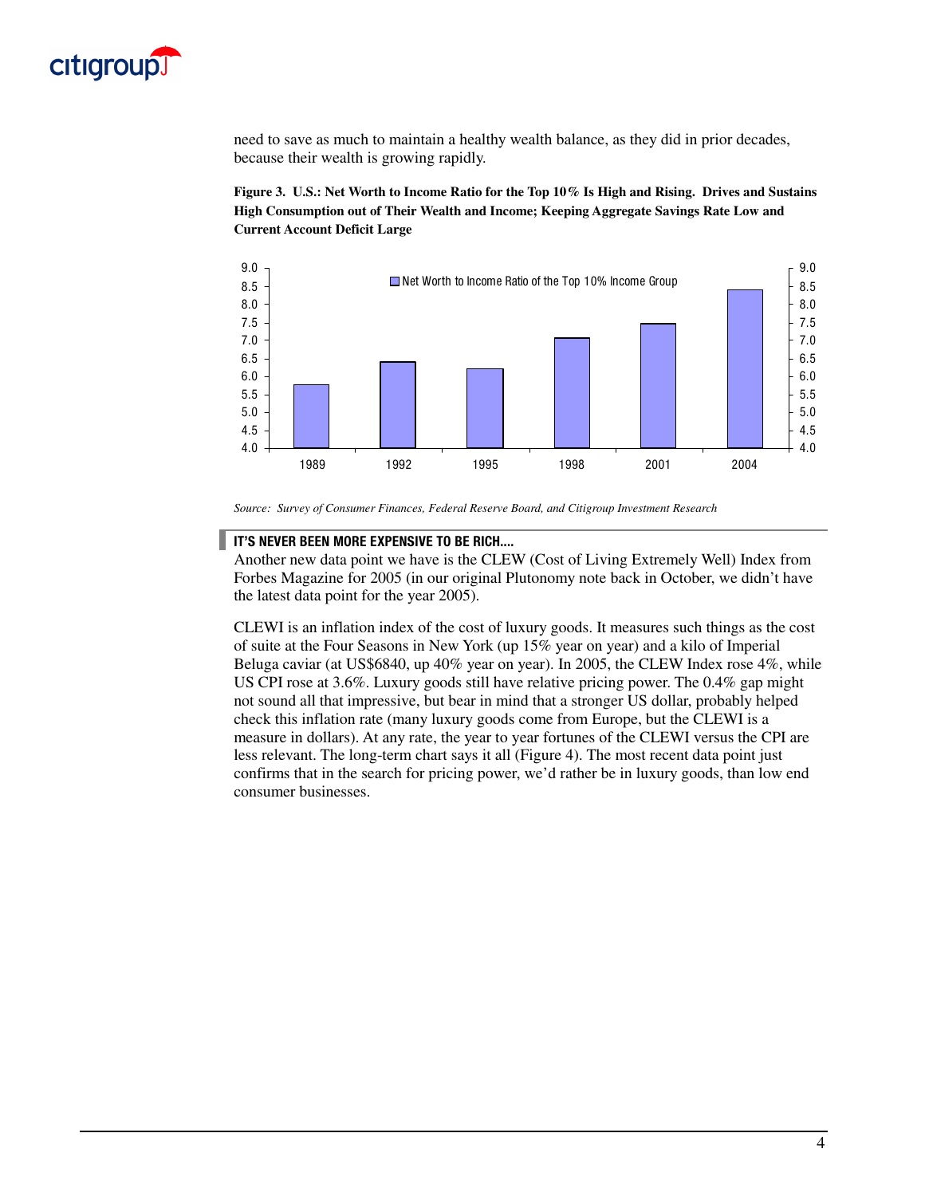need to save as much to maintain a healthy wealth balance, as they did in prior decades, because their wealth is growing rapidly.

**Figure 3. U.S.: Net Worth to Income Ratio for the Top 10% Is High and Rising. Drives and Sustains High Consumption out of Their Wealth and Income; Keeping Aggregate Savings Rate Low and Current Account Deficit Large**

Net Worth to Income Ratio of the Top 10% Income Group

9.0
8.5
8.0
7.5
7.0
6.5
6.0
5.5
5.0
4.5
4.0

1989 1992 1995 1998 2001 2004

*Source: Survey of Consumer Finances, Federal Reserve Board, and Citigroup Investment Research*

## IT'S NEVER BEEN MORE EXPENSIVE TO BE RICH....

Another new data point we have is the CLEW (Cost of Living Extremely Well) Index from Forbes Magazine for 2005 (in our original Plutonomy note back in October, we didn't have the latest data point for the year 2005).

CLEWI is an inflation index of the cost of luxury goods. It measures such things as the cost of suite at the Four Seasons in New York (up 15% year on year) and a kilo of Imperial Beluga caviar (at US$6840, up 40% year on year). In 2005, the CLEW Index rose 4%, while US CPI rose at 3.6%. Luxury goods still have relative pricing power. The 0.4% gap might not sound all that impressive, but bear in mind that a stronger US dollar, probably helped check this inflation rate (many luxury goods come from Europe, but the CLEWI is a measure in dollars). At any rate, the year to year fortunes of the CLEWI versus the CPI are less relevant. The long-term chart says it all (Figure 4). The most recent data point just confirms that in the search for pricing power, we'd rather be in luxury goods, than low end consumer businesses.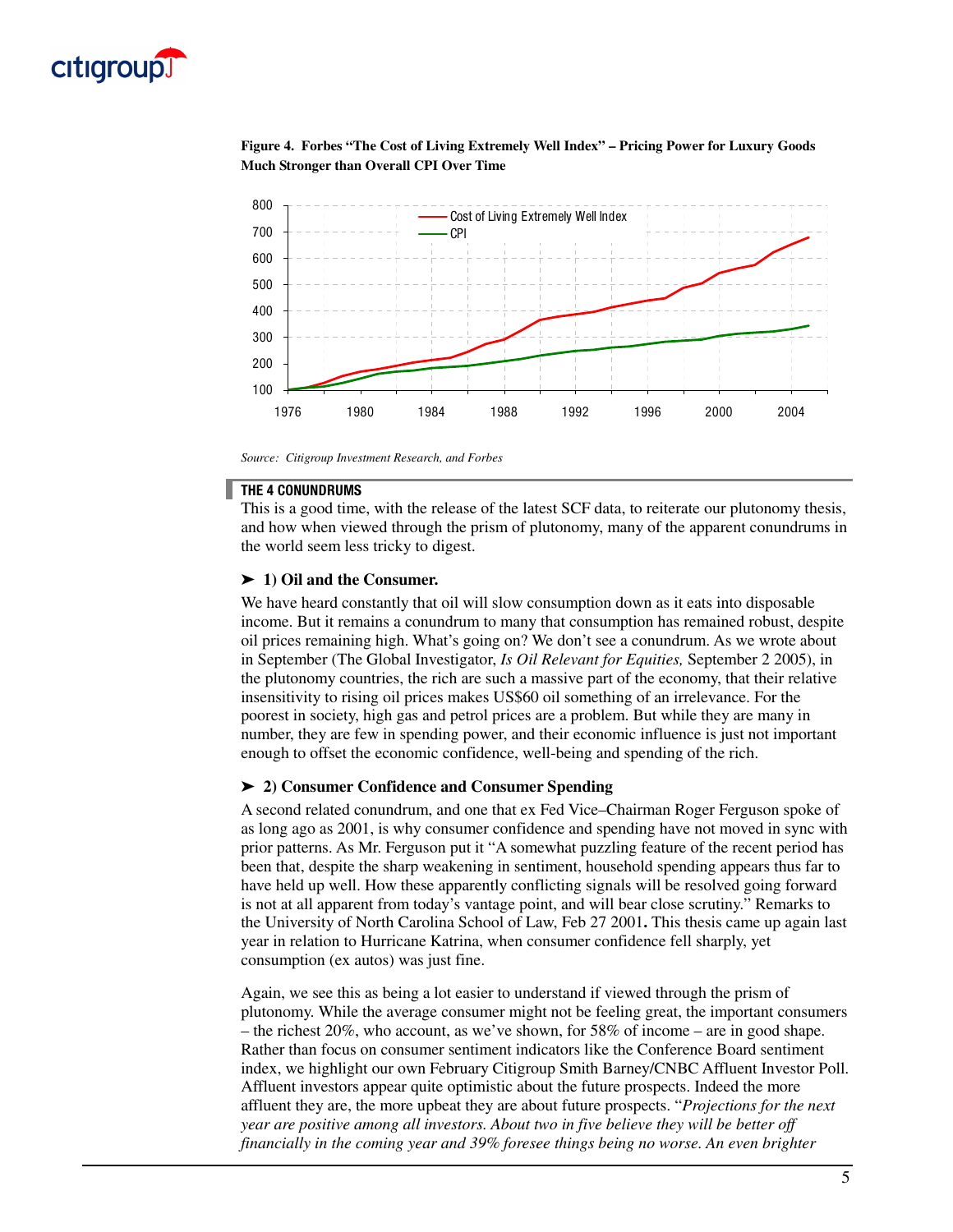**Figure 4. Forbes "The Cost of Living Extremely Well Index" – Pricing Power for Luxury Goods Much Stronger than Overall CPI Over Time**

800
700
600
500
400
300
200
100

1976 1980 1984 1988 1992 1996 2000 2004

Cost of Living Extremely Well Index
CPI

*Source: Citigroup Investment Research, and Forbes*

## THE 4 CONUNDRUMS

This is a good time, with the release of the latest SCF data, to reiterate our plutonomy thesis, and how when viewed through the prism of plutonomy, many of the apparent conundrums in the world seem less tricky to digest.

### ➤ 1) Oil and the Consumer.

We have heard constantly that oil will slow consumption down as it eats into disposable income. But it remains a conundrum to many that consumption has remained robust, despite oil prices remaining high. What's going on? We don't see a conundrum. As we wrote about in September (The Global Investigator, *Is Oil Relevant for Equities,* September 2 2005), in the plutonomy countries, the rich are such a massive part of the economy, that their relative insensitivity to rising oil prices makes US$60 oil something of an irrelevance. For the poorest in society, high gas and petrol prices are a problem. But while they are many in number, they are few in spending power, and their economic influence is just not important enough to offset the economic confidence, well-being and spending of the rich.

### ➤ 2) Consumer Confidence and Consumer Spending

A second related conundrum, and one that ex Fed Vice–Chairman Roger Ferguson spoke of as long ago as 2001, is why consumer confidence and spending have not moved in sync with prior patterns. As Mr. Ferguson put it "A somewhat puzzling feature of the recent period has been that, despite the sharp weakening in sentiment, household spending appears thus far to have held up well. How these apparently conflicting signals will be resolved going forward is not at all apparent from today's vantage point, and will bear close scrutiny." Remarks to the University of North Carolina School of Law, Feb 27 2001**.** This thesis came up again last year in relation to Hurricane Katrina, when consumer confidence fell sharply, yet consumption (ex autos) was just fine.

Again, we see this as being a lot easier to understand if viewed through the prism of plutonomy. While the average consumer might not be feeling great, the important consumers – the richest 20%, who account, as we've shown, for 58% of income – are in good shape. Rather than focus on consumer sentiment indicators like the Conference Board sentiment index, we highlight our own February Citigroup Smith Barney/CNBC Affluent Investor Poll. Affluent investors appear quite optimistic about the future prospects. Indeed the more affluent they are, the more upbeat they are about future prospects. "*Projections for the next year are positive among all investors. About two in five believe they will be better off financially in the coming year and 39% foresee things being no worse. An even brighter*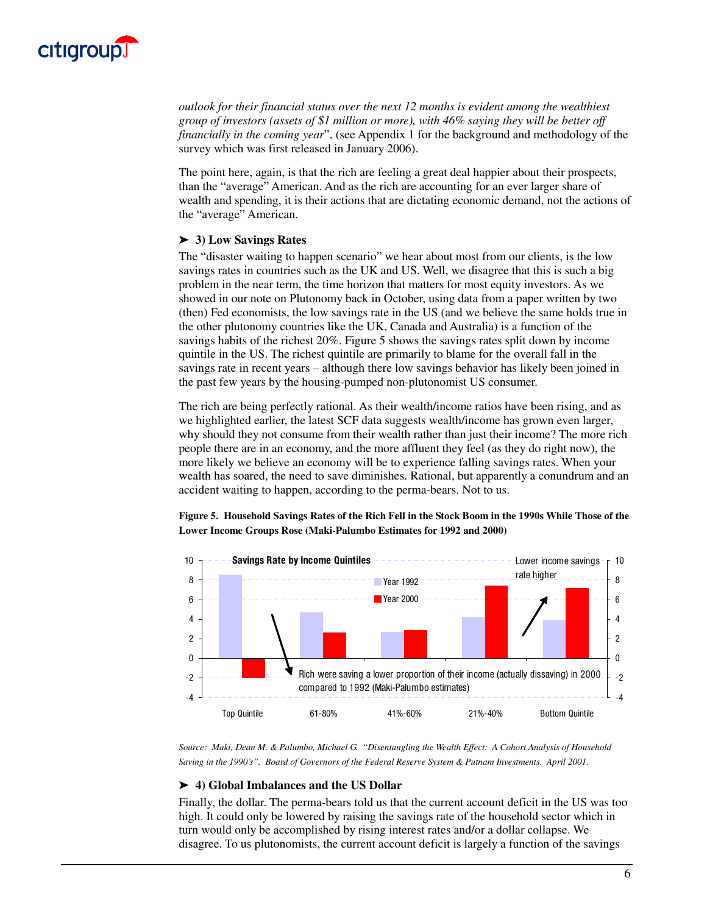*outlook for their financial status over the next 12 months is evident among the wealthiest group of investors (assets of $1 million or more), with 46% saying they will be better off financially in the coming year*", (see Appendix 1 for the background and methodology of the survey which was first released in January 2006).

The point here, again, is that the rich are feeling a great deal happier about their prospects, than the "average" American. And as the rich are accounting for an ever larger share of wealth and spending, it is their actions that are dictating economic demand, not the actions of the "average" American.

### ➤ 3) Low Savings Rates

The "disaster waiting to happen scenario" we hear about most from our clients, is the low savings rates in countries such as the UK and US. Well, we disagree that this is such a big problem in the near term, the time horizon that matters for most equity investors. As we showed in our note on Plutonomy back in October, using data from a paper written by two (then) Fed economists, the low savings rate in the US (and we believe the same holds true in the other plutonomy countries like the UK, Canada and Australia) is a function of the savings habits of the richest 20%. Figure 5 shows the savings rates split down by income quintile in the US. The richest quintile are primarily to blame for the overall fall in the savings rate in recent years – although there low savings behavior has likely been joined in the past few years by the housing-pumped non-plutonomist US consumer.

The rich are being perfectly rational. As their wealth/income ratios have been rising, and as we highlighted earlier, the latest SCF data suggests wealth/income has grown even larger, why should they not consume from their wealth rather than just their income? The more rich people there are in an economy, and the more affluent they feel (as they do right now), the more likely we believe an economy will be to experience falling savings rates. When your wealth has soared, the need to save diminishes. Rational, but apparently a conundrum and an accident waiting to happen, according to the perma-bears. Not to us.

**Figure 5. Household Savings Rates of the Rich Fell in the Stock Boom in the 1990s While Those of the Lower Income Groups Rose (Maki-Palumbo Estimates for 1992 and 2000)**

Savings Rate by Income Quintiles

Year 1992

Year 2000

Lower income savings rate higher

Rich were saving a lower proportion of their income (actually dissaving) in 2000 compared to 1992 (Maki-Palumbo estimates)

10, 8, 6, 4, 2, 0, -2, -4

Top Quintile, 61-80%, 41%-60%, 21%-40%, Bottom Quintile

*Source: Maki, Dean M. & Palumbo, Michael G. "Disentangling the Wealth Effect: A Cohort Analysis of Household Saving in the 1990's". Board of Governors of the Federal Reserve System & Putnam Investments. April 2001.*

### ➤ 4) Global Imbalances and the US Dollar

Finally, the dollar. The perma-bears told us that the current account deficit in the US was too high. It could only be lowered by raising the savings rate of the household sector which in turn would only be accomplished by rising interest rates and/or a dollar collapse. We disagree. To us plutonomists, the current account deficit is largely a function of the savings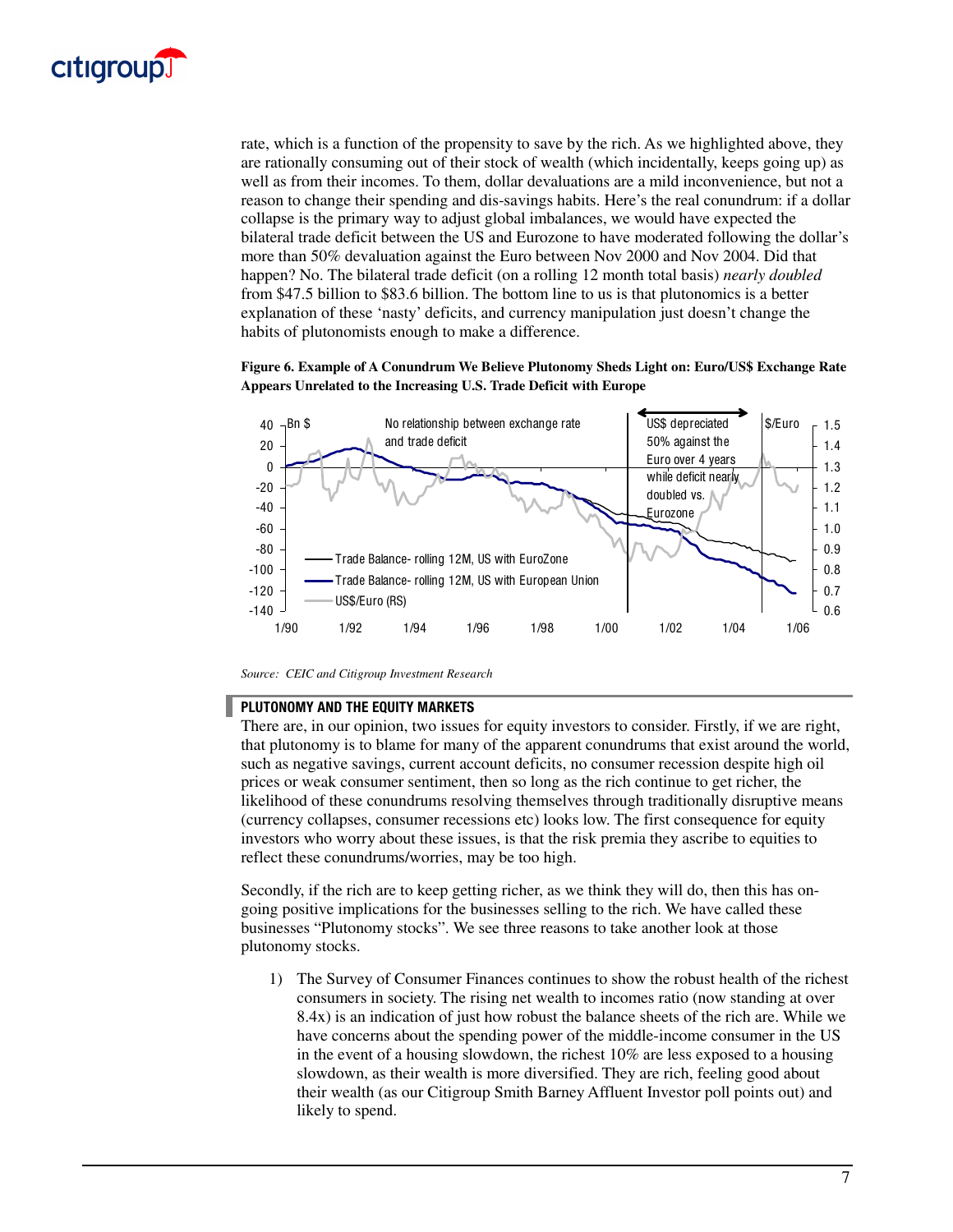rate, which is a function of the propensity to save by the rich. As we highlighted above, they are rationally consuming out of their stock of wealth (which incidentally, keeps going up) as well as from their incomes. To them, dollar devaluations are a mild inconvenience, but not a reason to change their spending and dis-savings habits. Here's the real conundrum: if a dollar collapse is the primary way to adjust global imbalances, we would have expected the bilateral trade deficit between the US and Eurozone to have moderated following the dollar's more than 50% devaluation against the Euro between Nov 2000 and Nov 2004. Did that happen? No. The bilateral trade deficit (on a rolling 12 month total basis) *nearly doubled* from $47.5 billion to $83.6 billion. The bottom line to us is that plutonomics is a better explanation of these 'nasty' deficits, and currency manipulation just doesn't change the habits of plutonomists enough to make a difference.

**Figure 6. Example of A Conundrum We Believe Plutonomy Sheds Light on: Euro/US$ Exchange Rate Appears Unrelated to the Increasing U.S. Trade Deficit with Europe**

Bn $

No relationship between exchange rate and trade deficit

US$ depreciated 50% against the Euro over 4 years while deficit nearly doubled vs. Eurozone

$/Euro

40
20
0
-20
-40
-60
-80
-100
-120
-140

1.5
1.4
1.3
1.2
1.1
1.0
0.9
0.8
0.7
0.6

1/90 1/92 1/94 1/96 1/98 1/00 1/02 1/04 1/06

Trade Balance- rolling 12M, US with EuroZone

Trade Balance- rolling 12M, US with European Union

US$/Euro (RS)

*Source: CEIC and Citigroup Investment Research*

## PLUTONOMY AND THE EQUITY MARKETS

There are, in our opinion, two issues for equity investors to consider. Firstly, if we are right, that plutonomy is to blame for many of the apparent conundrums that exist around the world, such as negative savings, current account deficits, no consumer recession despite high oil prices or weak consumer sentiment, then so long as the rich continue to get richer, the likelihood of these conundrums resolving themselves through traditionally disruptive means (currency collapses, consumer recessions etc) looks low. The first consequence for equity investors who worry about these issues, is that the risk premia they ascribe to equities to reflect these conundrums/worries, may be too high.

Secondly, if the rich are to keep getting richer, as we think they will do, then this has on-going positive implications for the businesses selling to the rich. We have called these businesses "Plutonomy stocks". We see three reasons to take another look at those plutonomy stocks.

1) The Survey of Consumer Finances continues to show the robust health of the richest consumers in society. The rising net wealth to incomes ratio (now standing at over 8.4x) is an indication of just how robust the balance sheets of the rich are. While we have concerns about the spending power of the middle-income consumer in the US in the event of a housing slowdown, the richest 10% are less exposed to a housing slowdown, as their wealth is more diversified. They are rich, feeling good about their wealth (as our Citigroup Smith Barney Affluent Investor poll points out) and likely to spend.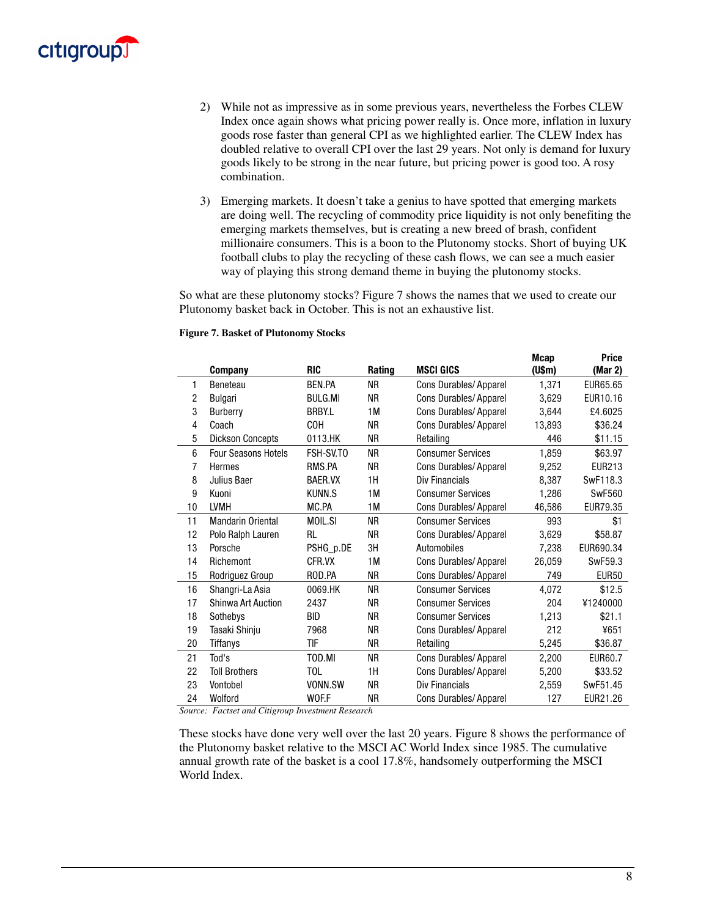2) While not as impressive as in some previous years, nevertheless the Forbes CLEW Index once again shows what pricing power really is. Once more, inflation in luxury goods rose faster than general CPI as we highlighted earlier. The CLEW Index has doubled relative to overall CPI over the last 29 years. Not only is demand for luxury goods likely to be strong in the near future, but pricing power is good too. A rosy combination.

3) Emerging markets. It doesn't take a genius to have spotted that emerging markets are doing well. The recycling of commodity price liquidity is not only benefiting the emerging markets themselves, but is creating a new breed of brash, confident millionaire consumers. This is a boon to the Plutonomy stocks. Short of buying UK football clubs to play the recycling of these cash flows, we can see a much easier way of playing this strong demand theme in buying the plutonomy stocks.

So what are these plutonomy stocks? Figure 7 shows the names that we used to create our Plutonomy basket back in October. This is not an exhaustive list.

**Figure 7. Basket of Plutonomy Stocks**

| | Company | RIC | Rating | MSCI GICS | Mcap (U$m) | Price (Mar 2) |
|---|---|---|---|---|---|---|
| 1 | Beneteau | BEN.PA | NR | Cons Durables/ Apparel | 1,371 | EUR65.65 |
| 2 | Bulgari | BULG.MI | NR | Cons Durables/ Apparel | 3,629 | EUR10.16 |
| 3 | Burberry | BRBY.L | 1M | Cons Durables/ Apparel | 3,644 | £4.6025 |
| 4 | Coach | COH | NR | Cons Durables/ Apparel | 13,893 | $36.24 |
| 5 | Dickson Concepts | 0113.HK | NR | Retailing | 446 | $11.15 |
| 6 | Four Seasons Hotels | FSH-SV.TO | NR | Consumer Services | 1,859 | $63.97 |
| 7 | Hermes | RMS.PA | NR | Cons Durables/ Apparel | 9,252 | EUR213 |
| 8 | Julius Baer | BAER.VX | 1H | Div Financials | 8,387 | SwF118.3 |
| 9 | Kuoni | KUNN.S | 1M | Consumer Services | 1,286 | SwF560 |
| 10 | LVMH | MC.PA | 1M | Cons Durables/ Apparel | 46,586 | EUR79.35 |
| 11 | Mandarin Oriental | MOIL.SI | NR | Consumer Services | 993 | $1 |
| 12 | Polo Ralph Lauren | RL | NR | Cons Durables/ Apparel | 3,629 | $58.87 |
| 13 | Porsche | PSHG_p.DE | 3H | Automobiles | 7,238 | EUR690.34 |
| 14 | Richemont | CFR.VX | 1M | Cons Durables/ Apparel | 26,059 | SwF59.3 |
| 15 | Rodriguez Group | ROD.PA | NR | Cons Durables/ Apparel | 749 | EUR50 |
| 16 | Shangri-La Asia | 0069.HK | NR | Consumer Services | 4,072 | $12.5 |
| 17 | Shinwa Art Auction | 2437 | NR | Consumer Services | 204 | ¥1240000 |
| 18 | Sothebys | BID | NR | Consumer Services | 1,213 | $21.1 |
| 19 | Tasaki Shinju | 7968 | NR | Cons Durables/ Apparel | 212 | ¥651 |
| 20 | Tiffanys | TIF | NR | Retailing | 5,245 | $36.87 |
| 21 | Tod's | TOD.MI | NR | Cons Durables/ Apparel | 2,200 | EUR60.7 |
| 22 | Toll Brothers | TOL | 1H | Cons Durables/ Apparel | 5,200 | $33.52 |
| 23 | Vontobel | VONN.SW | NR | Div Financials | 2,559 | SwF51.45 |
| 24 | Wolford | WOF.F | NR | Cons Durables/ Apparel | 127 | EUR21.26 |

*Source: Factset and Citigroup Investment Research*

These stocks have done very well over the last 20 years. Figure 8 shows the performance of the Plutonomy basket relative to the MSCI AC World Index since 1985. The cumulative annual growth rate of the basket is a cool 17.8%, handsomely outperforming the MSCI World Index.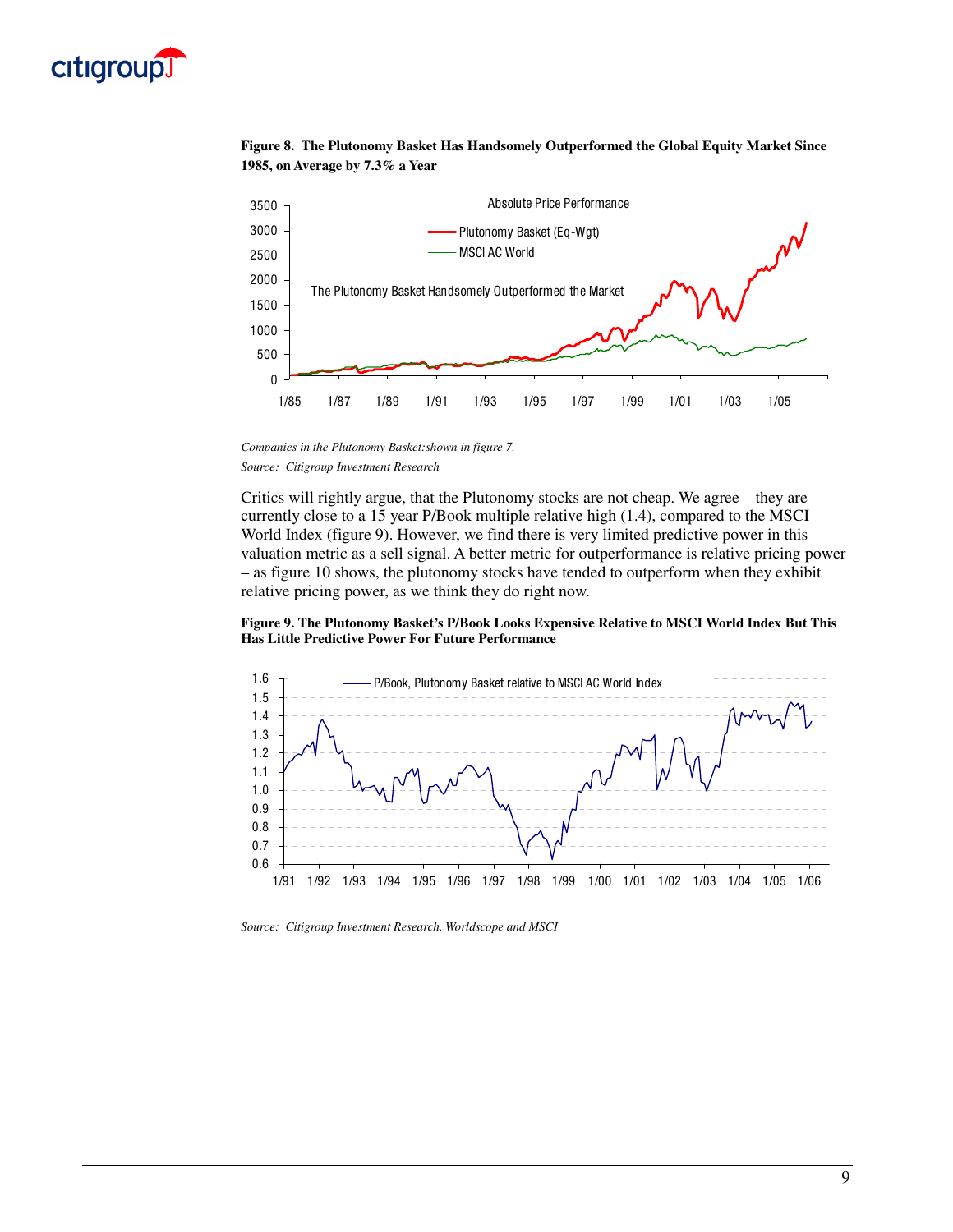**Figure 8. The Plutonomy Basket Has Handsomely Outperformed the Global Equity Market Since 1985, on Average by 7.3% a Year**

Absolute Price Performance

Plutonomy Basket (Eq-Wgt)

MSCI AC World

The Plutonomy Basket Handsomely Outperformed the Market

3500
3000
2500
2000
1500
1000
500
0

1/85 1/87 1/89 1/91 1/93 1/95 1/97 1/99 1/01 1/03 1/05

*Companies in the Plutonomy Basket:shown in figure 7.*

*Source: Citigroup Investment Research*

Critics will rightly argue, that the Plutonomy stocks are not cheap. We agree – they are currently close to a 15 year P/Book multiple relative high (1.4), compared to the MSCI World Index (figure 9). However, we find there is very limited predictive power in this valuation metric as a sell signal. A better metric for outperformance is relative pricing power – as figure 10 shows, the plutonomy stocks have tended to outperform when they exhibit relative pricing power, as we think they do right now.

**Figure 9. The Plutonomy Basket's P/Book Looks Expensive Relative to MSCI World Index But This Has Little Predictive Power For Future Performance**

P/Book, Plutonomy Basket relative to MSCI AC World Index

1.6
1.5
1.4
1.3
1.2
1.1
1.0
0.9
0.8
0.7
0.6

1/91 1/92 1/93 1/94 1/95 1/96 1/97 1/98 1/99 1/00 1/01 1/02 1/03 1/04 1/05 1/06

*Source: Citigroup Investment Research, Worldscope and MSCI*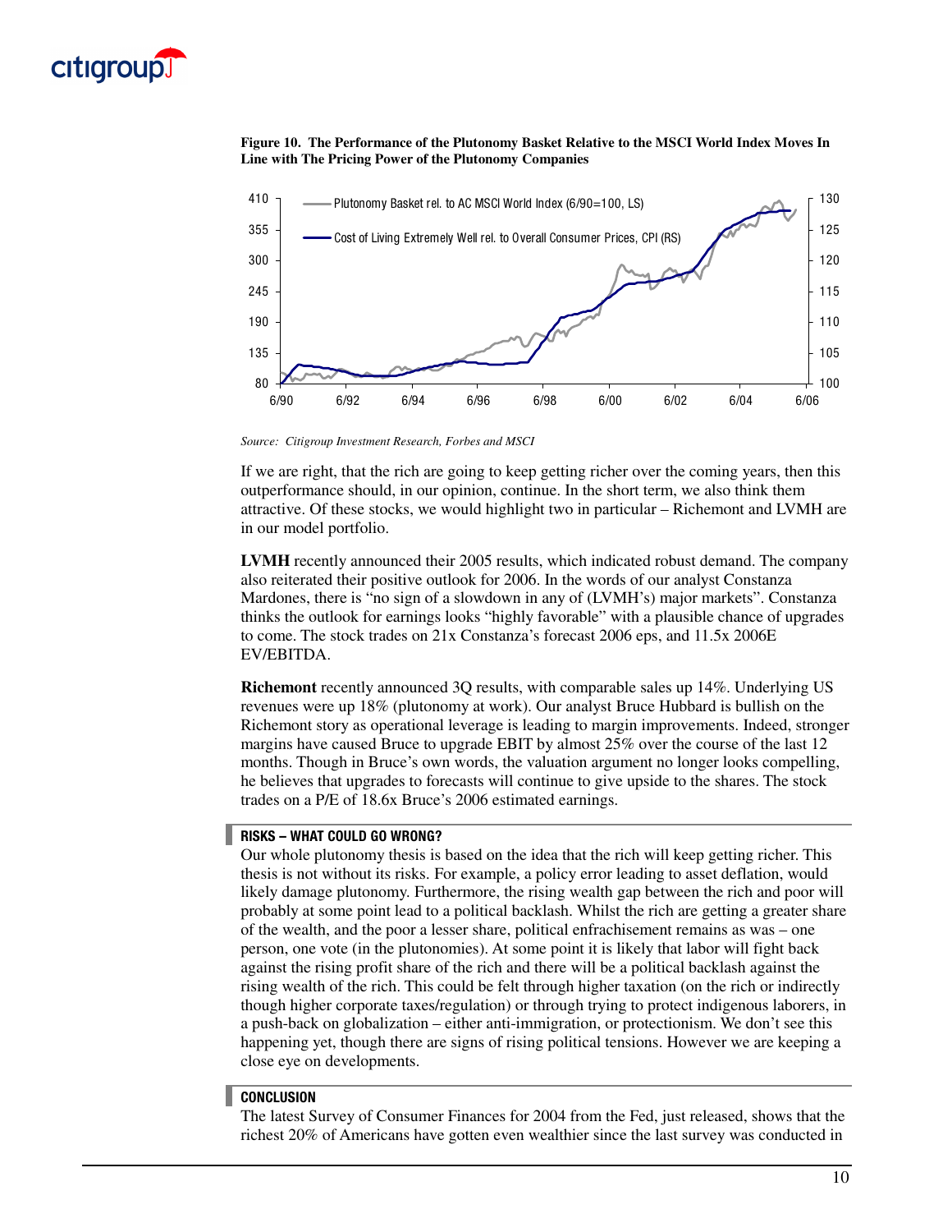**Figure 10. The Performance of the Plutonomy Basket Relative to the MSCI World Index Moves In Line with The Pricing Power of the Plutonomy Companies**

410
355
300
245
190
135
80

130
125
120
115
110
105
100

Plutonomy Basket rel. to AC MSCI World Index (6/90=100, LS)

Cost of Living Extremely Well rel. to Overall Consumer Prices, CPI (RS)

6/90 6/92 6/94 6/96 6/98 6/00 6/02 6/04 6/06

*Source: Citigroup Investment Research, Forbes and MSCI*

If we are right, that the rich are going to keep getting richer over the coming years, then this outperformance should, in our opinion, continue. In the short term, we also think them attractive. Of these stocks, we would highlight two in particular – Richemont and LVMH are in our model portfolio.

**LVMH** recently announced their 2005 results, which indicated robust demand. The company also reiterated their positive outlook for 2006. In the words of our analyst Constanza Mardones, there is "no sign of a slowdown in any of (LVMH's) major markets". Constanza thinks the outlook for earnings looks "highly favorable" with a plausible chance of upgrades to come. The stock trades on 21x Constanza's forecast 2006 eps, and 11.5x 2006E EV/EBITDA.

**Richemont** recently announced 3Q results, with comparable sales up 14%. Underlying US revenues were up 18% (plutonomy at work). Our analyst Bruce Hubbard is bullish on the Richemont story as operational leverage is leading to margin improvements. Indeed, stronger margins have caused Bruce to upgrade EBIT by almost 25% over the course of the last 12 months. Though in Bruce's own words, the valuation argument no longer looks compelling, he believes that upgrades to forecasts will continue to give upside to the shares. The stock trades on a P/E of 18.6x Bruce's 2006 estimated earnings.

## RISKS – WHAT COULD GO WRONG?

Our whole plutonomy thesis is based on the idea that the rich will keep getting richer. This thesis is not without its risks. For example, a policy error leading to asset deflation, would likely damage plutonomy. Furthermore, the rising wealth gap between the rich and poor will probably at some point lead to a political backlash. Whilst the rich are getting a greater share of the wealth, and the poor a lesser share, political enfrachisement remains as was – one person, one vote (in the plutonomies). At some point it is likely that labor will fight back against the rising profit share of the rich and there will be a political backlash against the rising wealth of the rich. This could be felt through higher taxation (on the rich or indirectly though higher corporate taxes/regulation) or through trying to protect indigenous laborers, in a push-back on globalization – either anti-immigration, or protectionism. We don't see this happening yet, though there are signs of rising political tensions. However we are keeping a close eye on developments.

## CONCLUSION

The latest Survey of Consumer Finances for 2004 from the Fed, just released, shows that the richest 20% of Americans have gotten even wealthier since the last survey was conducted in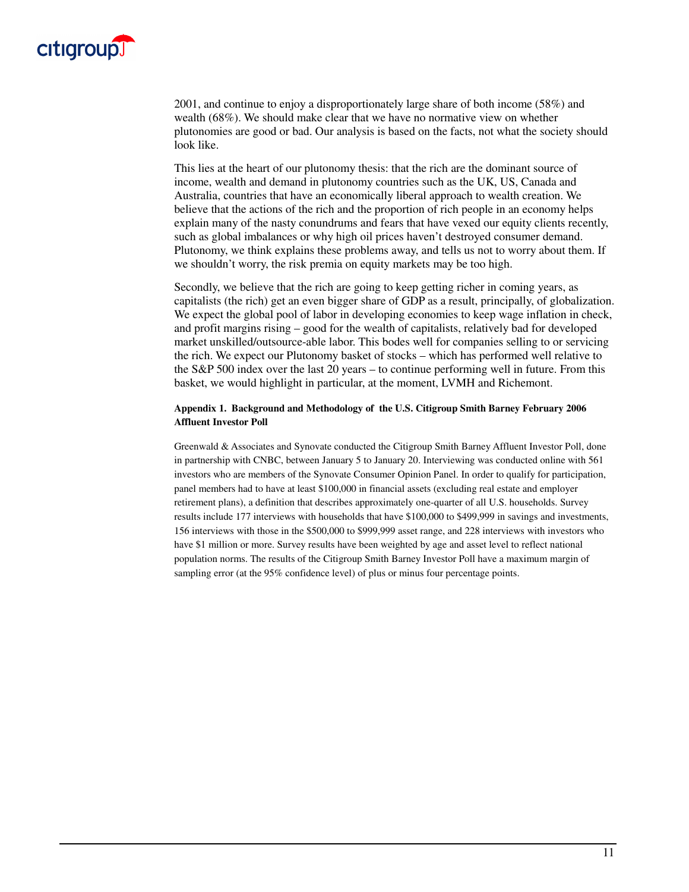2001, and continue to enjoy a disproportionately large share of both income (58%) and wealth (68%). We should make clear that we have no normative view on whether plutonomies are good or bad. Our analysis is based on the facts, not what the society should look like.

This lies at the heart of our plutonomy thesis: that the rich are the dominant source of income, wealth and demand in plutonomy countries such as the UK, US, Canada and Australia, countries that have an economically liberal approach to wealth creation. We believe that the actions of the rich and the proportion of rich people in an economy helps explain many of the nasty conundrums and fears that have vexed our equity clients recently, such as global imbalances or why high oil prices haven't destroyed consumer demand. Plutonomy, we think explains these problems away, and tells us not to worry about them. If we shouldn't worry, the risk premia on equity markets may be too high.

Secondly, we believe that the rich are going to keep getting richer in coming years, as capitalists (the rich) get an even bigger share of GDP as a result, principally, of globalization. We expect the global pool of labor in developing economies to keep wage inflation in check, and profit margins rising – good for the wealth of capitalists, relatively bad for developed market unskilled/outsource-able labor. This bodes well for companies selling to or servicing the rich. We expect our Plutonomy basket of stocks – which has performed well relative to the S&P 500 index over the last 20 years – to continue performing well in future. From this basket, we would highlight in particular, at the moment, LVMH and Richemont.

**Appendix 1. Background and Methodology of the U.S. Citigroup Smith Barney February 2006 Affluent Investor Poll**

Greenwald & Associates and Synovate conducted the Citigroup Smith Barney Affluent Investor Poll, done in partnership with CNBC, between January 5 to January 20. Interviewing was conducted online with 561 investors who are members of the Synovate Consumer Opinion Panel. In order to qualify for participation, panel members had to have at least $100,000 in financial assets (excluding real estate and employer retirement plans), a definition that describes approximately one-quarter of all U.S. households. Survey results include 177 interviews with households that have $100,000 to $499,999 in savings and investments, 156 interviews with those in the $500,000 to $999,999 asset range, and 228 interviews with investors who have $1 million or more. Survey results have been weighted by age and asset level to reflect national population norms. The results of the Citigroup Smith Barney Investor Poll have a maximum margin of sampling error (at the 95% confidence level) of plus or minus four percentage points.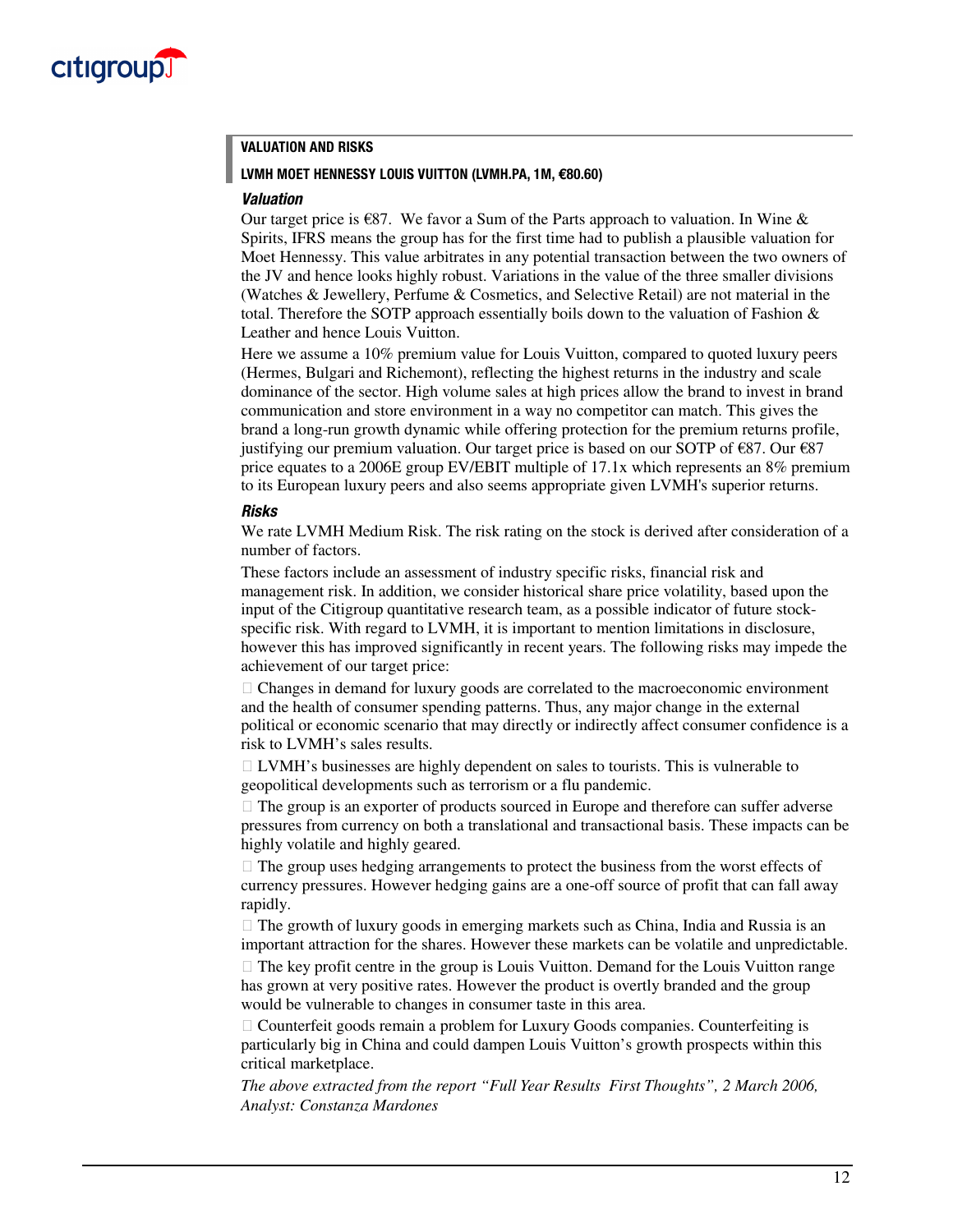## VALUATION AND RISKS

### LVMH MOET HENNESSY LOUIS VUITTON (LVMH.PA, 1M, €80.60)

#### *Valuation*

Our target price is €87. We favor a Sum of the Parts approach to valuation. In Wine & Spirits, IFRS means the group has for the first time had to publish a plausible valuation for Moet Hennessy. This value arbitrates in any potential transaction between the two owners of the JV and hence looks highly robust. Variations in the value of the three smaller divisions (Watches & Jewellery, Perfume & Cosmetics, and Selective Retail) are not material in the total. Therefore the SOTP approach essentially boils down to the valuation of Fashion & Leather and hence Louis Vuitton.

Here we assume a 10% premium value for Louis Vuitton, compared to quoted luxury peers (Hermes, Bulgari and Richemont), reflecting the highest returns in the industry and scale dominance of the sector. High volume sales at high prices allow the brand to invest in brand communication and store environment in a way no competitor can match. This gives the brand a long-run growth dynamic while offering protection for the premium returns profile, justifying our premium valuation. Our target price is based on our SOTP of €87. Our €87 price equates to a 2006E group EV/EBIT multiple of 17.1x which represents an 8% premium to its European luxury peers and also seems appropriate given LVMH's superior returns.

#### *Risks*

We rate LVMH Medium Risk. The risk rating on the stock is derived after consideration of a number of factors.

These factors include an assessment of industry specific risks, financial risk and management risk. In addition, we consider historical share price volatility, based upon the input of the Citigroup quantitative research team, as a possible indicator of future stock-specific risk. With regard to LVMH, it is important to mention limitations in disclosure, however this has improved significantly in recent years. The following risks may impede the achievement of our target price:

- Changes in demand for luxury goods are correlated to the macroeconomic environment and the health of consumer spending patterns. Thus, any major change in the external political or economic scenario that may directly or indirectly affect consumer confidence is a risk to LVMH's sales results.
- LVMH's businesses are highly dependent on sales to tourists. This is vulnerable to geopolitical developments such as terrorism or a flu pandemic.
- The group is an exporter of products sourced in Europe and therefore can suffer adverse pressures from currency on both a translational and transactional basis. These impacts can be highly volatile and highly geared.
- The group uses hedging arrangements to protect the business from the worst effects of currency pressures. However hedging gains are a one-off source of profit that can fall away rapidly.
- The growth of luxury goods in emerging markets such as China, India and Russia is an important attraction for the shares. However these markets can be volatile and unpredictable.
- The key profit centre in the group is Louis Vuitton. Demand for the Louis Vuitton range has grown at very positive rates. However the product is overtly branded and the group would be vulnerable to changes in consumer taste in this area.
- Counterfeit goods remain a problem for Luxury Goods companies. Counterfeiting is particularly big in China and could dampen Louis Vuitton's growth prospects within this critical marketplace.

*The above extracted from the report "Full Year Results First Thoughts", 2 March 2006, Analyst: Constanza Mardones*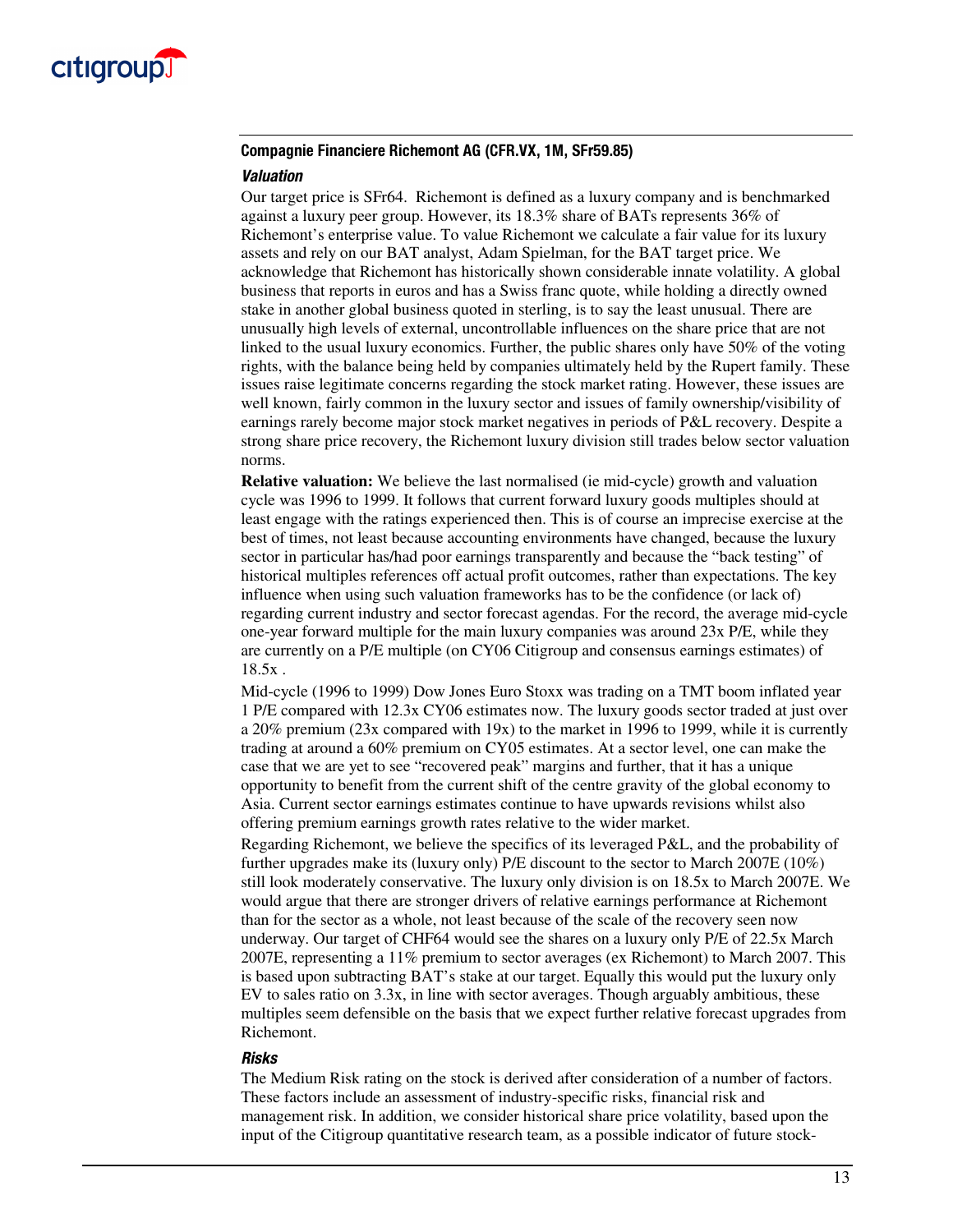### Compagnie Financiere Richemont AG (CFR.VX, 1M, SFr59.85)

#### *Valuation*

Our target price is SFr64. Richemont is defined as a luxury company and is benchmarked against a luxury peer group. However, its 18.3% share of BATs represents 36% of Richemont's enterprise value. To value Richemont we calculate a fair value for its luxury assets and rely on our BAT analyst, Adam Spielman, for the BAT target price. We acknowledge that Richemont has historically shown considerable innate volatility. A global business that reports in euros and has a Swiss franc quote, while holding a directly owned stake in another global business quoted in sterling, is to say the least unusual. There are unusually high levels of external, uncontrollable influences on the share price that are not linked to the usual luxury economics. Further, the public shares only have 50% of the voting rights, with the balance being held by companies ultimately held by the Rupert family. These issues raise legitimate concerns regarding the stock market rating. However, these issues are well known, fairly common in the luxury sector and issues of family ownership/visibility of earnings rarely become major stock market negatives in periods of P&L recovery. Despite a strong share price recovery, the Richemont luxury division still trades below sector valuation norms.

**Relative valuation:** We believe the last normalised (ie mid-cycle) growth and valuation cycle was 1996 to 1999. It follows that current forward luxury goods multiples should at least engage with the ratings experienced then. This is of course an imprecise exercise at the best of times, not least because accounting environments have changed, because the luxury sector in particular has/had poor earnings transparently and because the "back testing" of historical multiples references off actual profit outcomes, rather than expectations. The key influence when using such valuation frameworks has to be the confidence (or lack of) regarding current industry and sector forecast agendas. For the record, the average mid-cycle one-year forward multiple for the main luxury companies was around 23x P/E, while they are currently on a P/E multiple (on CY06 Citigroup and consensus earnings estimates) of 18.5x .

Mid-cycle (1996 to 1999) Dow Jones Euro Stoxx was trading on a TMT boom inflated year 1 P/E compared with 12.3x CY06 estimates now. The luxury goods sector traded at just over a 20% premium (23x compared with 19x) to the market in 1996 to 1999, while it is currently trading at around a 60% premium on CY05 estimates. At a sector level, one can make the case that we are yet to see "recovered peak" margins and further, that it has a unique opportunity to benefit from the current shift of the centre gravity of the global economy to Asia. Current sector earnings estimates continue to have upwards revisions whilst also offering premium earnings growth rates relative to the wider market.

Regarding Richemont, we believe the specifics of its leveraged P&L, and the probability of further upgrades make its (luxury only) P/E discount to the sector to March 2007E (10%) still look moderately conservative. The luxury only division is on 18.5x to March 2007E. We would argue that there are stronger drivers of relative earnings performance at Richemont than for the sector as a whole, not least because of the scale of the recovery seen now underway. Our target of CHF64 would see the shares on a luxury only P/E of 22.5x March 2007E, representing a 11% premium to sector averages (ex Richemont) to March 2007. This is based upon subtracting BAT's stake at our target. Equally this would put the luxury only EV to sales ratio on 3.3x, in line with sector averages. Though arguably ambitious, these multiples seem defensible on the basis that we expect further relative forecast upgrades from Richemont.

#### *Risks*

The Medium Risk rating on the stock is derived after consideration of a number of factors. These factors include an assessment of industry-specific risks, financial risk and management risk. In addition, we consider historical share price volatility, based upon the input of the Citigroup quantitative research team, as a possible indicator of future stock-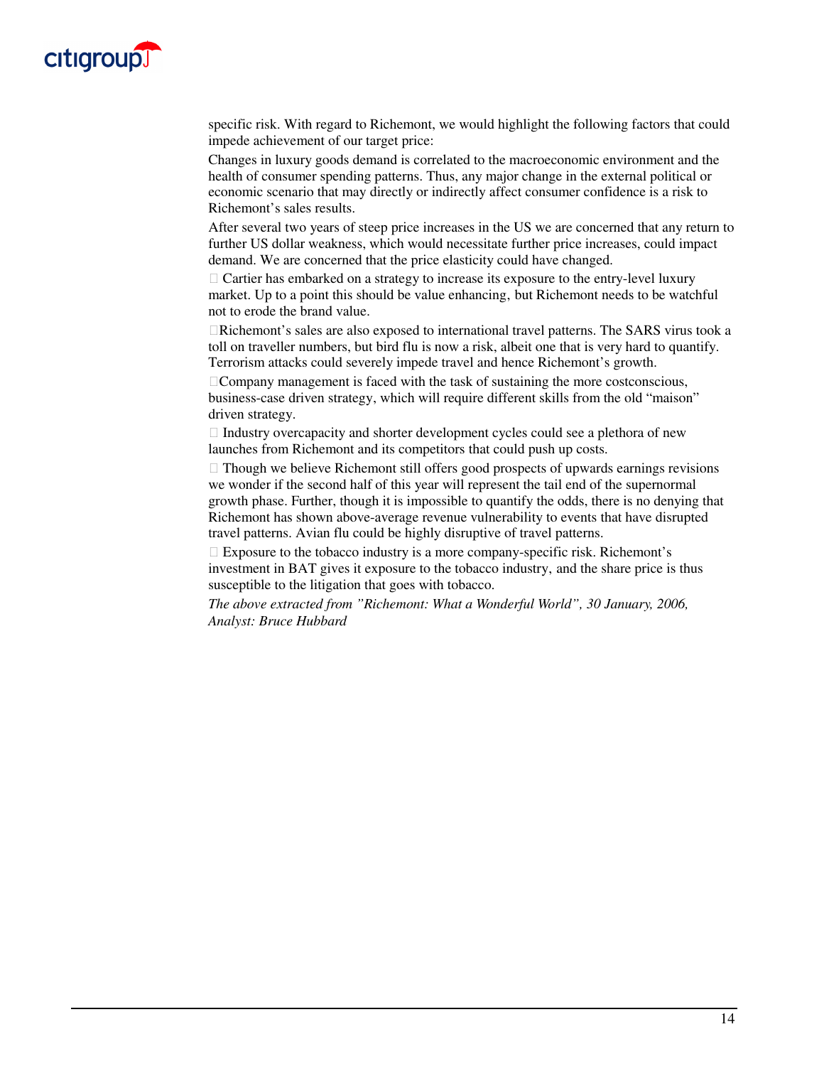specific risk. With regard to Richemont, we would highlight the following factors that could impede achievement of our target price:

Changes in luxury goods demand is correlated to the macroeconomic environment and the health of consumer spending patterns. Thus, any major change in the external political or economic scenario that may directly or indirectly affect consumer confidence is a risk to Richemont's sales results.

After several two years of steep price increases in the US we are concerned that any return to further US dollar weakness, which would necessitate further price increases, could impact demand. We are concerned that the price elasticity could have changed.

- Cartier has embarked on a strategy to increase its exposure to the entry-level luxury market. Up to a point this should be value enhancing, but Richemont needs to be watchful not to erode the brand value.
- Richemont's sales are also exposed to international travel patterns. The SARS virus took a toll on traveller numbers, but bird flu is now a risk, albeit one that is very hard to quantify. Terrorism attacks could severely impede travel and hence Richemont's growth.
- Company management is faced with the task of sustaining the more costconscious, business-case driven strategy, which will require different skills from the old "maison" driven strategy.
- Industry overcapacity and shorter development cycles could see a plethora of new launches from Richemont and its competitors that could push up costs.
- Though we believe Richemont still offers good prospects of upwards earnings revisions we wonder if the second half of this year will represent the tail end of the supernormal growth phase. Further, though it is impossible to quantify the odds, there is no denying that Richemont has shown above-average revenue vulnerability to events that have disrupted travel patterns. Avian flu could be highly disruptive of travel patterns.
- Exposure to the tobacco industry is a more company-specific risk. Richemont's investment in BAT gives it exposure to the tobacco industry, and the share price is thus susceptible to the litigation that goes with tobacco.

*The above extracted from "Richemont: What a Wonderful World", 30 January, 2006, Analyst: Bruce Hubbard*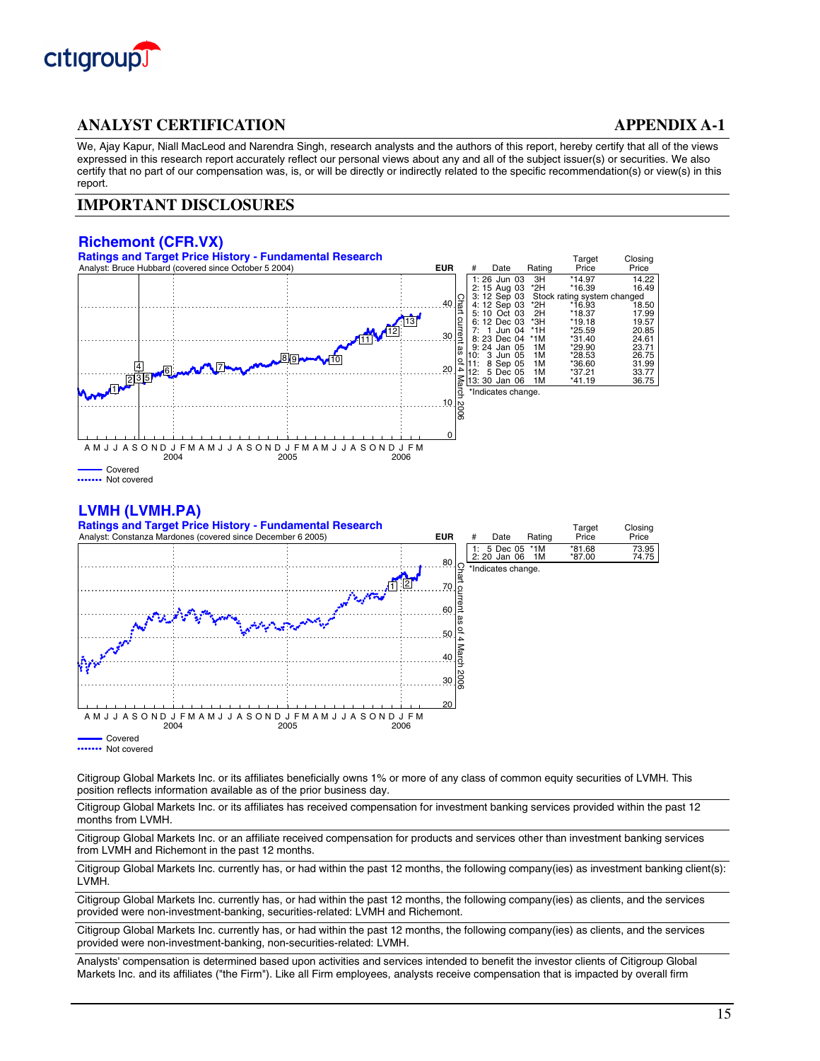# ANALYST CERTIFICATION

**APPENDIX A-1**

We, Ajay Kapur, Niall MacLeod and Narendra Singh, research analysts and the authors of this report, hereby certify that all of the views expressed in this research report accurately reflect our personal views about any and all of the subject issuer(s) or securities. We also certify that no part of our compensation was, is, or will be directly or indirectly related to the specific recommendation(s) or view(s) in this report.

# IMPORTANT DISCLOSURES

## Richemont (CFR.VX)

**Ratings and Target Price History - Fundamental Research**

Analyst: Bruce Hubbard (covered since October 5 2004)

EUR

40
30
20
10
0

A M J J A S O N D J F M A M J J A S O N D J F M A M J J A S O N D J F M
2004 2005 2006

Chart current as of 4 March 2006

Covered
Not covered

| # | Date | Rating | Target Price | Closing Price |
|---|---|---|---|---|
| 1: | 26 Jun 03 | 3H | *14.97 | 14.22 |
| 2: | 15 Aug 03 | *2H | *16.39 | 16.49 |
| 3: | 12 Sep 03 | Stock rating system changed | | |
| 4: | 12 Sep 03 | *2H | *16.93 | 18.50 |
| 5: | 10 Oct 03 | 2H | *18.37 | 17.99 |
| 6: | 12 Dec 03 | *3H | *19.18 | 19.57 |
| 7: | 1 Jun 04 | *1H | *25.59 | 20.85 |
| 8: | 23 Dec 04 | *1M | *31.40 | 24.61 |
| 9: | 24 Jan 05 | 1M | *29.90 | 23.71 |
| 10: | 3 Jun 05 | 1M | *28.53 | 26.75 |
| 11: | 8 Sep 05 | 1M | *36.60 | 31.99 |
| 12: | 5 Dec 05 | 1M | *37.21 | 33.77 |
| 13: | 30 Jan 06 | 1M | *41.19 | 36.75 |

*Indicates change.

## LVMH (LVMH.PA)

**Ratings and Target Price History - Fundamental Research**

Analyst: Constanza Mardones (covered since December 6 2005)

EUR

80
70
60
50
40
30
20

A M J J A S O N D J F M A M J J A S O N D J F M A M J J A S O N D J F M
2004 2005 2006

Chart current as of 4 March 2006

Covered
Not covered

| # | Date | Rating | Target Price | Closing Price |
|---|---|---|---|---|
| 1: | 5 Dec 05 | *1M | *81.68 | 73.95 |
| 2: | 20 Jan 06 | 1M | *87.00 | 74.75 |

*Indicates change.

Citigroup Global Markets Inc. or its affiliates beneficially owns 1% or more of any class of common equity securities of LVMH. This position reflects information available as of the prior business day.

Citigroup Global Markets Inc. or its affiliates has received compensation for investment banking services provided within the past 12 months from LVMH.

Citigroup Global Markets Inc. or an affiliate received compensation for products and services other than investment banking services from LVMH and Richemont in the past 12 months.

Citigroup Global Markets Inc. currently has, or had within the past 12 months, the following company(ies) as investment banking client(s): LVMH.

Citigroup Global Markets Inc. currently has, or had within the past 12 months, the following company(ies) as clients, and the services provided were non-investment-banking, securities-related: LVMH and Richemont.

Citigroup Global Markets Inc. currently has, or had within the past 12 months, the following company(ies) as clients, and the services provided were non-investment-banking, non-securities-related: LVMH.

Analysts' compensation is determined based upon activities and services intended to benefit the investor clients of Citigroup Global Markets Inc. and its affiliates ("the Firm"). Like all Firm employees, analysts receive compensation that is impacted by overall firm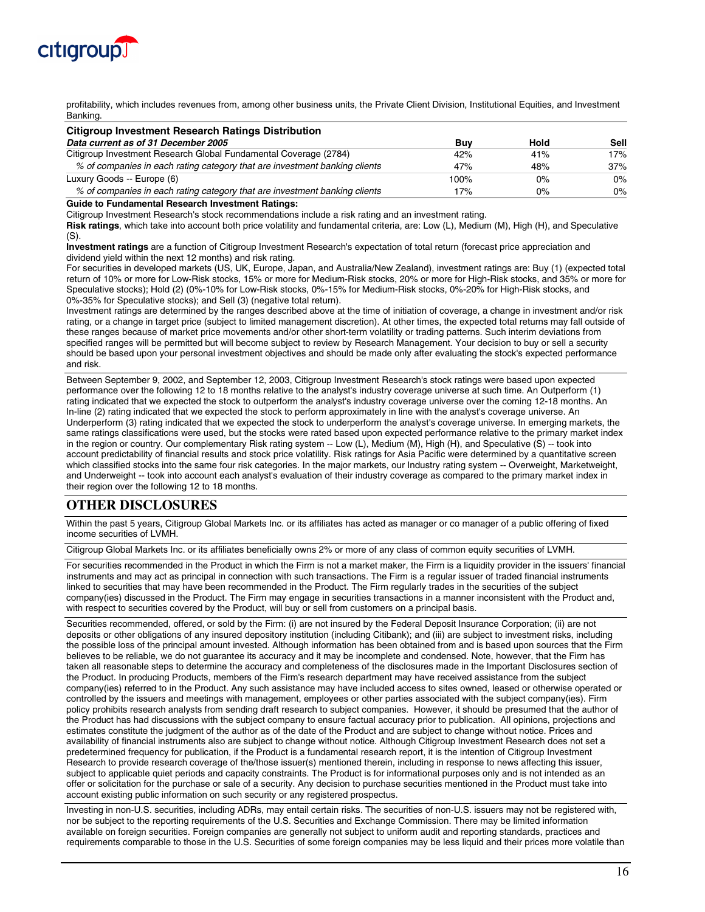profitability, which includes revenues from, among other business units, the Private Client Division, Institutional Equities, and Investment Banking.

| **Citigroup Investment Research Ratings Distribution** | | | |
|---|---|---|---|
| ***Data current as of 31 December 2005*** | **Buy** | **Hold** | **Sell** |
| Citigroup Investment Research Global Fundamental Coverage (2784) | 42% | 41% | 17% |
| *% of companies in each rating category that are investment banking clients* | 47% | 48% | 37% |
| Luxury Goods -- Europe (6) | 100% | 0% | 0% |
| *% of companies in each rating category that are investment banking clients* | 17% | 0% | 0% |

**Guide to Fundamental Research Investment Ratings:**

Citigroup Investment Research's stock recommendations include a risk rating and an investment rating.

**Risk ratings**, which take into account both price volatility and fundamental criteria, are: Low (L), Medium (M), High (H), and Speculative (S).

**Investment ratings** are a function of Citigroup Investment Research's expectation of total return (forecast price appreciation and dividend yield within the next 12 months) and risk rating.

For securities in developed markets (US, UK, Europe, Japan, and Australia/New Zealand), investment ratings are: Buy (1) (expected total return of 10% or more for Low-Risk stocks, 15% or more for Medium-Risk stocks, 20% or more for High-Risk stocks, and 35% or more for Speculative stocks); Hold (2) (0%-10% for Low-Risk stocks, 0%-15% for Medium-Risk stocks, 0%-20% for High-Risk stocks, and 0%-35% for Speculative stocks); and Sell (3) (negative total return).

Investment ratings are determined by the ranges described above at the time of initiation of coverage, a change in investment and/or risk rating, or a change in target price (subject to limited management discretion). At other times, the expected total returns may fall outside of these ranges because of market price movements and/or other short-term volatility or trading patterns. Such interim deviations from specified ranges will be permitted but will become subject to review by Research Management. Your decision to buy or sell a security should be based upon your personal investment objectives and should be made only after evaluating the stock's expected performance and risk.

Between September 9, 2002, and September 12, 2003, Citigroup Investment Research's stock ratings were based upon expected performance over the following 12 to 18 months relative to the analyst's industry coverage universe at such time. An Outperform (1) rating indicated that we expected the stock to outperform the analyst's industry coverage universe over the coming 12-18 months. An In-line (2) rating indicated that we expected the stock to perform approximately in line with the analyst's coverage universe. An Underperform (3) rating indicated that we expected the stock to underperform the analyst's coverage universe. In emerging markets, the same ratings classifications were used, but the stocks were rated based upon expected performance relative to the primary market index in the region or country. Our complementary Risk rating system -- Low (L), Medium (M), High (H), and Speculative (S) -- took into account predictability of financial results and stock price volatility. Risk ratings for Asia Pacific were determined by a quantitative screen which classified stocks into the same four risk categories. In the major markets, our Industry rating system -- Overweight, Marketweight, and Underweight -- took into account each analyst's evaluation of their industry coverage as compared to the primary market index in their region over the following 12 to 18 months.

# OTHER DISCLOSURES

Within the past 5 years, Citigroup Global Markets Inc. or its affiliates has acted as manager or co manager of a public offering of fixed income securities of LVMH.

Citigroup Global Markets Inc. or its affiliates beneficially owns 2% or more of any class of common equity securities of LVMH.

For securities recommended in the Product in which the Firm is not a market maker, the Firm is a liquidity provider in the issuers' financial instruments and may act as principal in connection with such transactions. The Firm is a regular issuer of traded financial instruments linked to securities that may have been recommended in the Product. The Firm regularly trades in the securities of the subject company(ies) discussed in the Product. The Firm may engage in securities transactions in a manner inconsistent with the Product and, with respect to securities covered by the Product, will buy or sell from customers on a principal basis.

Securities recommended, offered, or sold by the Firm: (i) are not insured by the Federal Deposit Insurance Corporation; (ii) are not deposits or other obligations of any insured depository institution (including Citibank); and (iii) are subject to investment risks, including the possible loss of the principal amount invested. Although information has been obtained from and is based upon sources that the Firm believes to be reliable, we do not guarantee its accuracy and it may be incomplete and condensed. Note, however, that the Firm has taken all reasonable steps to determine the accuracy and completeness of the disclosures made in the Important Disclosures section of the Product. In producing Products, members of the Firm's research department may have received assistance from the subject company(ies) referred to in the Product. Any such assistance may have included access to sites owned, leased or otherwise operated or controlled by the issuers and meetings with management, employees or other parties associated with the subject company(ies). Firm policy prohibits research analysts from sending draft research to subject companies. However, it should be presumed that the author of the Product has had discussions with the subject company to ensure factual accuracy prior to publication. All opinions, projections and estimates constitute the judgment of the author as of the date of the Product and are subject to change without notice. Prices and availability of financial instruments also are subject to change without notice. Although Citigroup Investment Research does not set a predetermined frequency for publication, if the Product is a fundamental research report, it is the intention of Citigroup Investment Research to provide research coverage of the/those issuer(s) mentioned therein, including in response to news affecting this issuer, subject to applicable quiet periods and capacity constraints. The Product is for informational purposes only and is not intended as an offer or solicitation for the purchase or sale of a security. Any decision to purchase securities mentioned in the Product must take into account existing public information on such security or any registered prospectus.

Investing in non-U.S. securities, including ADRs, may entail certain risks. The securities of non-U.S. issuers may not be registered with, nor be subject to the reporting requirements of the U.S. Securities and Exchange Commission. There may be limited information available on foreign securities. Foreign companies are generally not subject to uniform audit and reporting standards, practices and requirements comparable to those in the U.S. Securities of some foreign companies may be less liquid and their prices more volatile than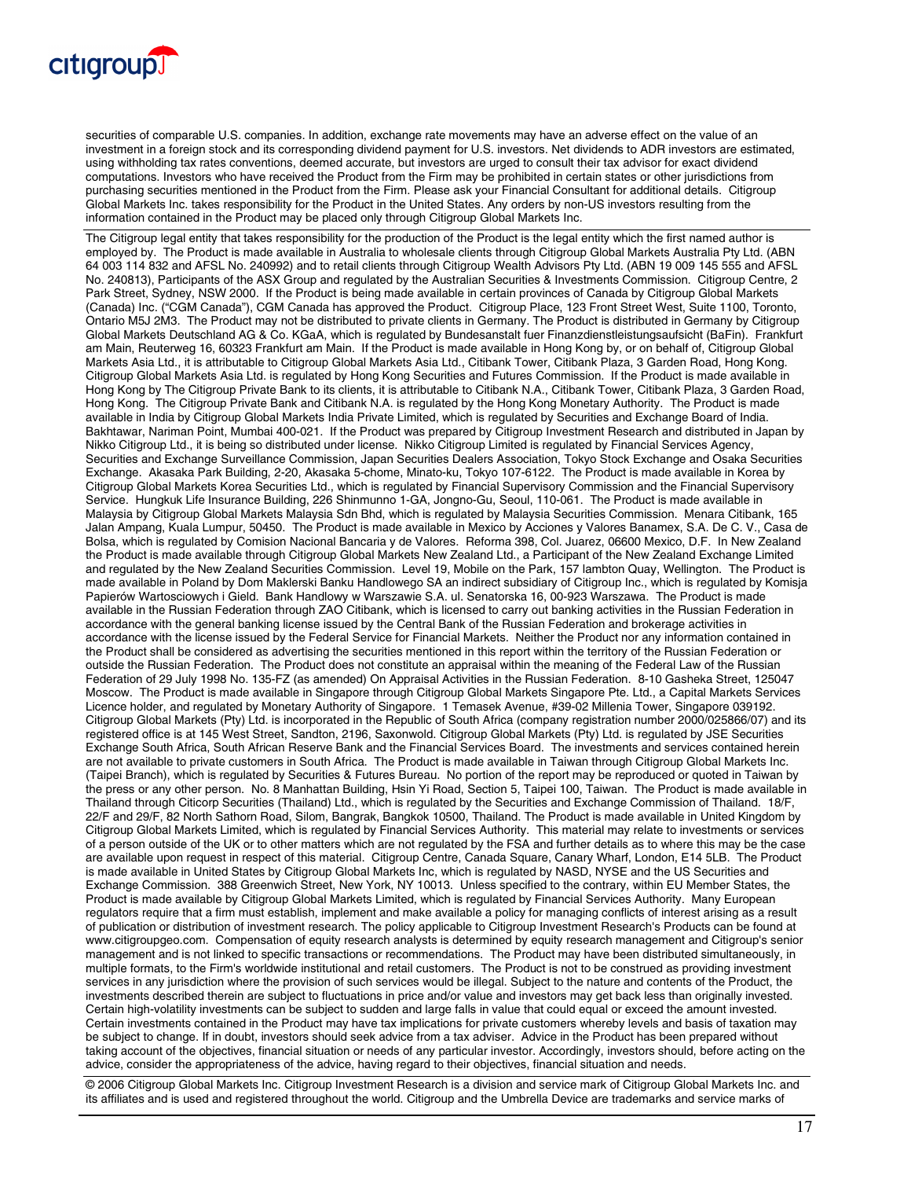securities of comparable U.S. companies. In addition, exchange rate movements may have an adverse effect on the value of an investment in a foreign stock and its corresponding dividend payment for U.S. investors. Net dividends to ADR investors are estimated, using withholding tax rates conventions, deemed accurate, but investors are urged to consult their tax advisor for exact dividend computations. Investors who have received the Product from the Firm may be prohibited in certain states or other jurisdictions from purchasing securities mentioned in the Product from the Firm. Please ask your Financial Consultant for additional details. Citigroup Global Markets Inc. takes responsibility for the Product in the United States. Any orders by non-US investors resulting from the information contained in the Product may be placed only through Citigroup Global Markets Inc.

---

The Citigroup legal entity that takes responsibility for the production of the Product is the legal entity which the first named author is employed by. The Product is made available in Australia to wholesale clients through Citigroup Global Markets Australia Pty Ltd. (ABN 64 003 114 832 and AFSL No. 240992) and to retail clients through Citigroup Wealth Advisors Pty Ltd. (ABN 19 009 145 555 and AFSL No. 240813), Participants of the ASX Group and regulated by the Australian Securities & Investments Commission. Citigroup Centre, 2 Park Street, Sydney, NSW 2000. If the Product is being made available in certain provinces of Canada by Citigroup Global Markets (Canada) Inc. ("CGM Canada"), CGM Canada has approved the Product. Citigroup Place, 123 Front Street West, Suite 1100, Toronto, Ontario M5J 2M3. The Product may not be distributed to private clients in Germany. The Product is distributed in Germany by Citigroup Global Markets Deutschland AG & Co. KGaA, which is regulated by Bundesanstalt fuer Finanzdienstleistungsaufsicht (BaFin). Frankfurt am Main, Reuterweg 16, 60323 Frankfurt am Main. If the Product is made available in Hong Kong by, or on behalf of, Citigroup Global Markets Asia Ltd., it is attributable to Citigroup Global Markets Asia Ltd., Citibank Tower, Citibank Plaza, 3 Garden Road, Hong Kong. Citigroup Global Markets Asia Ltd. is regulated by Hong Kong Securities and Futures Commission. If the Product is made available in Hong Kong by The Citigroup Private Bank to its clients, it is attributable to Citibank N.A., Citibank Tower, Citibank Plaza, 3 Garden Road, Hong Kong. The Citigroup Private Bank and Citibank N.A. is regulated by the Hong Kong Monetary Authority. The Product is made available in India by Citigroup Global Markets India Private Limited, which is regulated by Securities and Exchange Board of India. Bakhtawar, Nariman Point, Mumbai 400-021. If the Product was prepared by Citigroup Investment Research and distributed in Japan by Nikko Citigroup Ltd., it is being so distributed under license. Nikko Citigroup Limited is regulated by Financial Services Agency, Securities and Exchange Surveillance Commission, Japan Securities Dealers Association, Tokyo Stock Exchange and Osaka Securities Exchange. Akasaka Park Building, 2-20, Akasaka 5-chome, Minato-ku, Tokyo 107-6122. The Product is made available in Korea by Citigroup Global Markets Korea Securities Ltd., which is regulated by Financial Supervisory Commission and the Financial Supervisory Service. Hungkuk Life Insurance Building, 226 Shinmunno 1-GA, Jongno-Gu, Seoul, 110-061. The Product is made available in Malaysia by Citigroup Global Markets Malaysia Sdn Bhd, which is regulated by Malaysia Securities Commission. Menara Citibank, 165 Jalan Ampang, Kuala Lumpur, 50450. The Product is made available in Mexico by Acciones y Valores Banamex, S.A. De C. V., Casa de Bolsa, which is regulated by Comision Nacional Bancaria y de Valores. Reforma 398, Col. Juarez, 06600 Mexico, D.F. In New Zealand the Product is made available through Citigroup Global Markets New Zealand Ltd., a Participant of the New Zealand Exchange Limited and regulated by the New Zealand Securities Commission. Level 19, Mobile on the Park, 157 lambton Quay, Wellington. The Product is made available in Poland by Dom Maklerski Banku Handlowego SA an indirect subsidiary of Citigroup Inc., which is regulated by Komisja Papierów Wartosciowych i Gield. Bank Handlowy w Warszawie S.A. ul. Senatorska 16, 00-923 Warszawa. The Product is made available in the Russian Federation through ZAO Citibank, which is licensed to carry out banking activities in the Russian Federation in accordance with the general banking license issued by the Central Bank of the Russian Federation and brokerage activities in accordance with the license issued by the Federal Service for Financial Markets. Neither the Product nor any information contained in the Product shall be considered as advertising the securities mentioned in this report within the territory of the Russian Federation or outside the Russian Federation. The Product does not constitute an appraisal within the meaning of the Federal Law of the Russian Federation of 29 July 1998 No. 135-FZ (as amended) On Appraisal Activities in the Russian Federation. 8-10 Gasheka Street, 125047 Moscow. The Product is made available in Singapore through Citigroup Global Markets Singapore Pte. Ltd., a Capital Markets Services Licence holder, and regulated by Monetary Authority of Singapore. 1 Temasek Avenue, #39-02 Millenia Tower, Singapore 039192. Citigroup Global Markets (Pty) Ltd. is incorporated in the Republic of South Africa (company registration number 2000/025866/07) and its registered office is at 145 West Street, Sandton, 2196, Saxonwold. Citigroup Global Markets (Pty) Ltd. is regulated by JSE Securities Exchange South Africa, South African Reserve Bank and the Financial Services Board. The investments and services contained herein are not available to private customers in South Africa. The Product is made available in Taiwan through Citigroup Global Markets Inc. (Taipei Branch), which is regulated by Securities & Futures Bureau. No portion of the report may be reproduced or quoted in Taiwan by the press or any other person. No. 8 Manhattan Building, Hsin Yi Road, Section 5, Taipei 100, Taiwan. The Product is made available in Thailand through Citicorp Securities (Thailand) Ltd., which is regulated by the Securities and Exchange Commission of Thailand. 18/F, 22/F and 29/F, 82 North Sathorn Road, Silom, Bangrak, Bangkok 10500, Thailand. The Product is made available in United Kingdom by Citigroup Global Markets Limited, which is regulated by Financial Services Authority. This material may relate to investments or services of a person outside of the UK or to other matters which are not regulated by the FSA and further details as to where this may be the case are available upon request in respect of this material. Citigroup Centre, Canada Square, Canary Wharf, London, E14 5LB. The Product is made available in United States by Citigroup Global Markets Inc, which is regulated by NASD, NYSE and the US Securities and Exchange Commission. 388 Greenwich Street, New York, NY 10013. Unless specified to the contrary, within EU Member States, the Product is made available by Citigroup Global Markets Limited, which is regulated by Financial Services Authority. Many European regulators require that a firm must establish, implement and make available a policy for managing conflicts of interest arising as a result of publication or distribution of investment research. The policy applicable to Citigroup Investment Research's Products can be found at www.citigroupgeo.com. Compensation of equity research analysts is determined by equity research management and Citigroup's senior management and is not linked to specific transactions or recommendations. The Product may have been distributed simultaneously, in multiple formats, to the Firm's worldwide institutional and retail customers. The Product is not to be construed as providing investment services in any jurisdiction where the provision of such services would be illegal. Subject to the nature and contents of the Product, the investments described therein are subject to fluctuations in price and/or value and investors may get back less than originally invested. Certain high-volatility investments can be subject to sudden and large falls in value that could equal or exceed the amount invested. Certain investments contained in the Product may have tax implications for private customers whereby levels and basis of taxation may be subject to change. If in doubt, investors should seek advice from a tax adviser. Advice in the Product has been prepared without taking account of the objectives, financial situation or needs of any particular investor. Accordingly, investors should, before acting on the advice, consider the appropriateness of the advice, having regard to their objectives, financial situation and needs.

---

© 2006 Citigroup Global Markets Inc. Citigroup Investment Research is a division and service mark of Citigroup Global Markets Inc. and its affiliates and is used and registered throughout the world. Citigroup and the Umbrella Device are trademarks and service marks of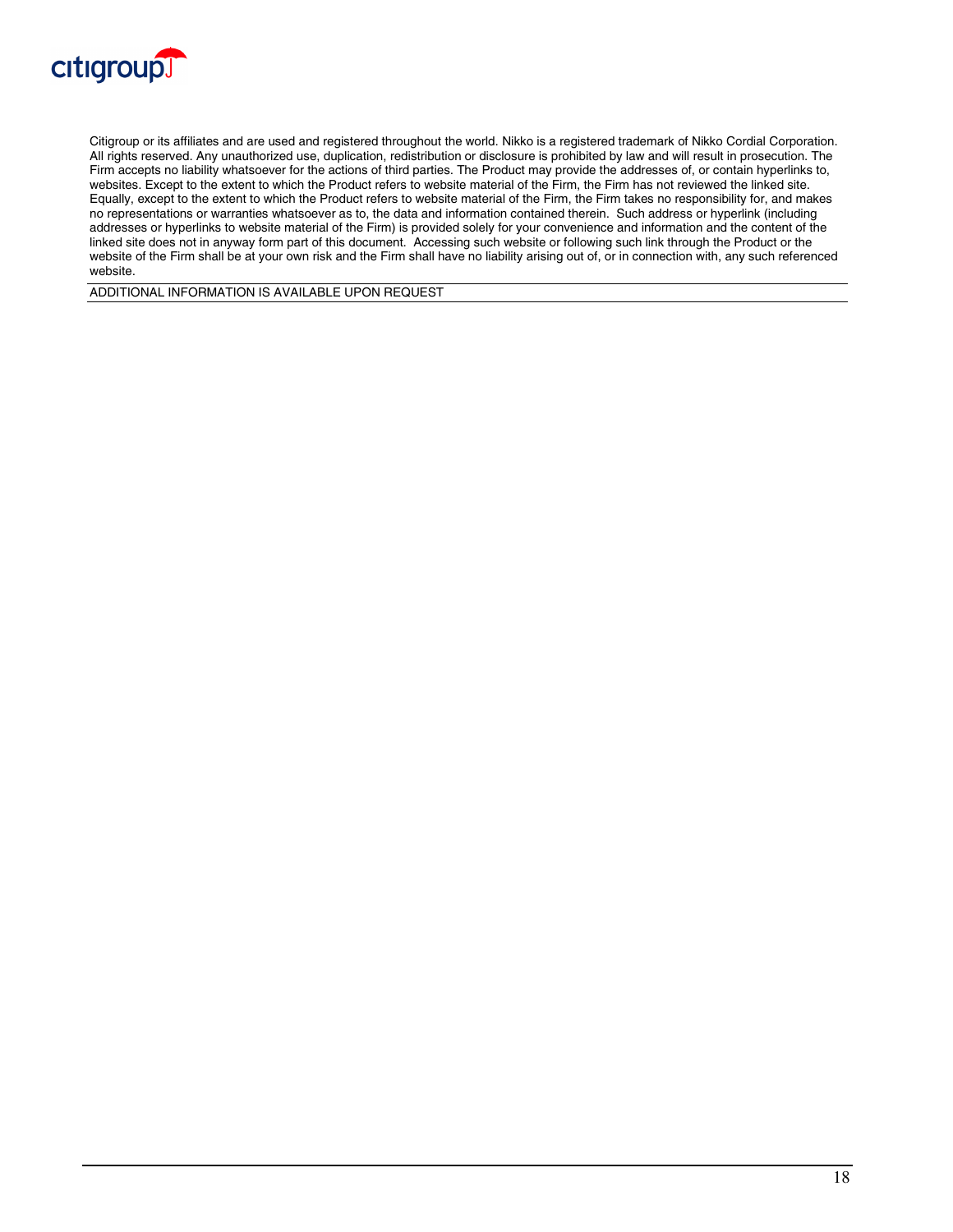Citigroup or its affiliates and are used and registered throughout the world. Nikko is a registered trademark of Nikko Cordial Corporation. All rights reserved. Any unauthorized use, duplication, redistribution or disclosure is prohibited by law and will result in prosecution. The Firm accepts no liability whatsoever for the actions of third parties. The Product may provide the addresses of, or contain hyperlinks to, websites. Except to the extent to which the Product refers to website material of the Firm, the Firm has not reviewed the linked site. Equally, except to the extent to which the Product refers to website material of the Firm, the Firm takes no responsibility for, and makes no representations or warranties whatsoever as to, the data and information contained therein. Such address or hyperlink (including addresses or hyperlinks to website material of the Firm) is provided solely for your convenience and information and the content of the linked site does not in anyway form part of this document. Accessing such website or following such link through the Product or the website of the Firm shall be at your own risk and the Firm shall have no liability arising out of, or in connection with, any such referenced website.

ADDITIONAL INFORMATION IS AVAILABLE UPON REQUEST